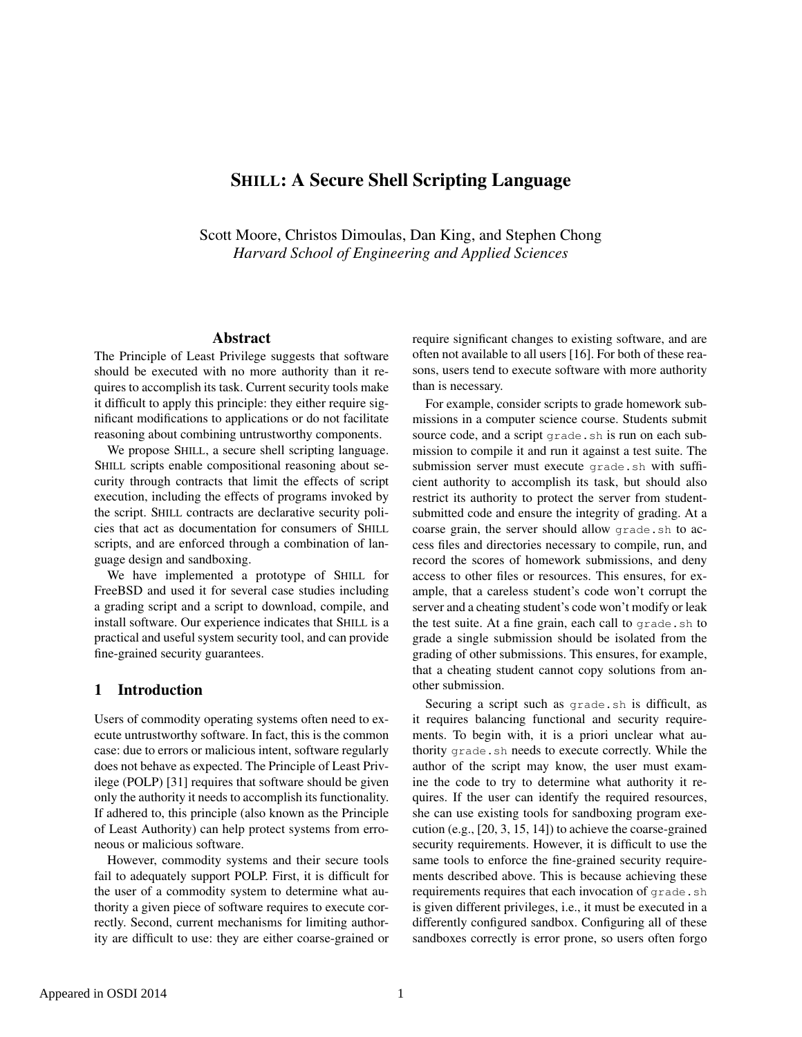# SHILL: A Secure Shell Scripting Language

Scott Moore, Christos Dimoulas, Dan King, and Stephen Chong
*Harvard School of Engineering and Applied Sciences*

## Abstract

The Principle of Least Privilege suggests that software should be executed with no more authority than it requires to accomplish its task. Current security tools make it difficult to apply this principle: they either require significant modifications to applications or do not facilitate reasoning about combining untrustworthy components.

We propose SHILL, a secure shell scripting language. SHILL scripts enable compositional reasoning about security through contracts that limit the effects of script execution, including the effects of programs invoked by the script. SHILL contracts are declarative security policies that act as documentation for consumers of SHILL scripts, and are enforced through a combination of language design and sandboxing.

We have implemented a prototype of SHILL for FreeBSD and used it for several case studies including a grading script and a script to download, compile, and install software. Our experience indicates that SHILL is a practical and useful system security tool, and can provide fine-grained security guarantees.

## 1 Introduction

Users of commodity operating systems often need to execute untrustworthy software. In fact, this is the common case: due to errors or malicious intent, software regularly does not behave as expected. The Principle of Least Privilege (POLP) [31] requires that software should be given only the authority it needs to accomplish its functionality. If adhered to, this principle (also known as the Principle of Least Authority) can help protect systems from erroneous or malicious software.

However, commodity systems and their secure tools fail to adequately support POLP. First, it is difficult for the user of a commodity system to determine what authority a given piece of software requires to execute correctly. Second, current mechanisms for limiting authority are difficult to use: they are either coarse-grained or require significant changes to existing software, and are often not available to all users [16]. For both of these reasons, users tend to execute software with more authority than is necessary.

For example, consider scripts to grade homework submissions in a computer science course. Students submit source code, and a script `grade.sh` is run on each submission to compile it and run it against a test suite. The submission server must execute `grade.sh` with sufficient authority to accomplish its task, but should also restrict its authority to protect the server from student-submitted code and ensure the integrity of grading. At a coarse grain, the server should allow `grade.sh` to access files and directories necessary to compile, run, and record the scores of homework submissions, and deny access to other files or resources. This ensures, for example, that a careless student's code won't corrupt the server and a cheating student's code won't modify or leak the test suite. At a fine grain, each call to `grade.sh` to grade a single submission should be isolated from the grading of other submissions. This ensures, for example, that a cheating student cannot copy solutions from another submission.

Securing a script such as `grade.sh` is difficult, as it requires balancing functional and security requirements. To begin with, it is a priori unclear what authority `grade.sh` needs to execute correctly. While the author of the script may know, the user must examine the code to try to determine what authority it requires. If the user can identify the required resources, she can use existing tools for sandboxing program execution (e.g., [20, 3, 15, 14]) to achieve the coarse-grained security requirements. However, it is difficult to use the same tools to enforce the fine-grained security requirements described above. This is because achieving these requirements requires that each invocation of `grade.sh` is given different privileges, i.e., it must be executed in a differently configured sandbox. Configuring all of these sandboxes correctly is error prone, so users often forgo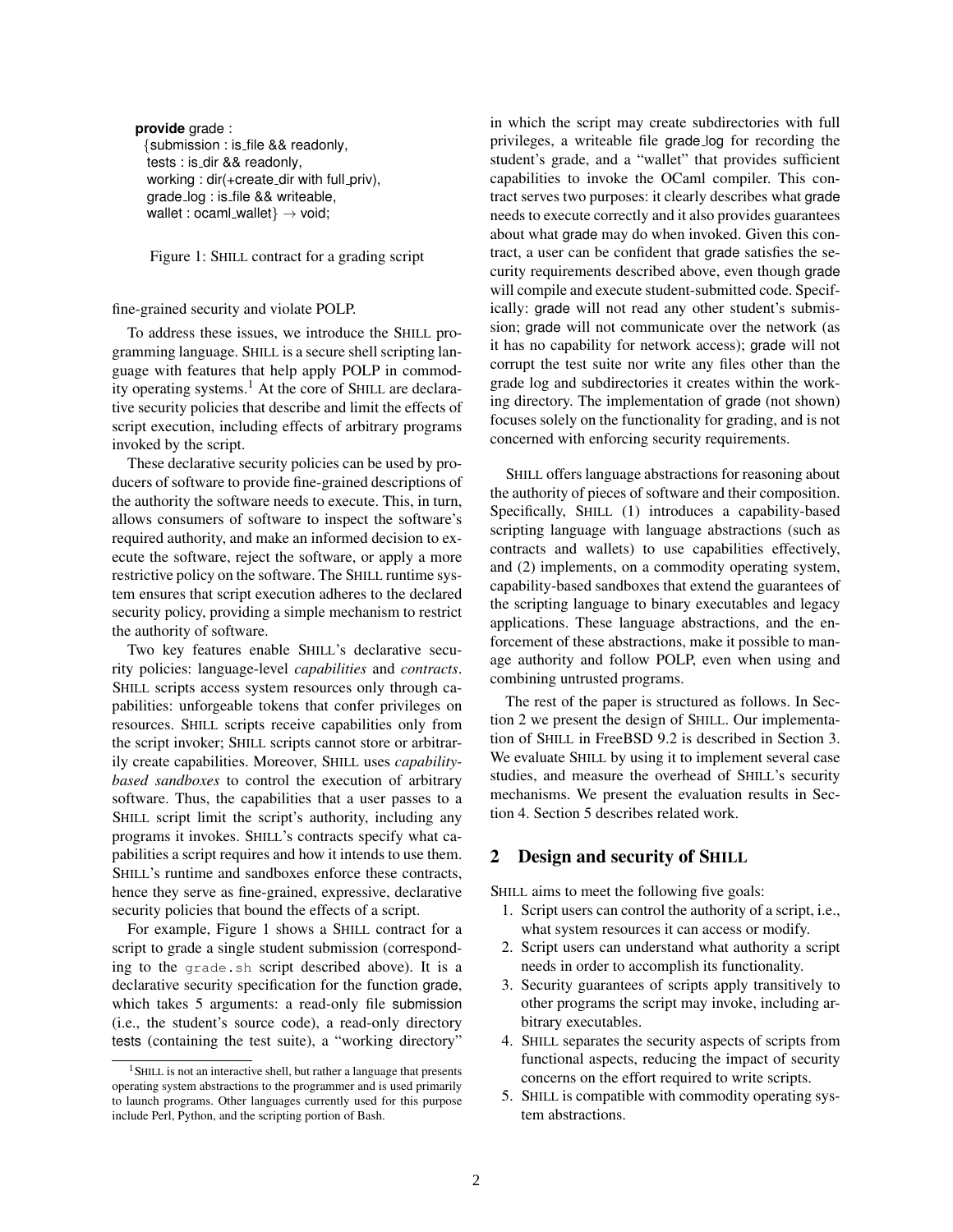```
provide grade :
  {submission : is_file && readonly,
   tests : is_dir && readonly,
   working : dir(+create_dir with full_priv),
   grade_log : is_file && writeable,
   wallet : ocaml_wallet} → void;
```

Figure 1: SHILL contract for a grading script

fine-grained security and violate POLP.

To address these issues, we introduce the SHILL programming language. SHILL is a secure shell scripting language with features that help apply POLP in commodity operating systems.[1] At the core of SHILL are declarative security policies that describe and limit the effects of script execution, including effects of arbitrary programs invoked by the script.

These declarative security policies can be used by producers of software to provide fine-grained descriptions of the authority the software needs to execute. This, in turn, allows consumers of software to inspect the software's required authority, and make an informed decision to execute the software, reject the software, or apply a more restrictive policy on the software. The SHILL runtime system ensures that script execution adheres to the declared security policy, providing a simple mechanism to restrict the authority of software.

Two key features enable SHILL's declarative security policies: language-level *capabilities* and *contracts*. SHILL scripts access system resources only through capabilities: unforgeable tokens that confer privileges on resources. SHILL scripts receive capabilities only from the script invoker; SHILL scripts cannot store or arbitrarily create capabilities. Moreover, SHILL uses *capability-based sandboxes* to control the execution of arbitrary software. Thus, the capabilities that a user passes to a SHILL script limit the script's authority, including any programs it invokes. SHILL's contracts specify what capabilities a script requires and how it intends to use them. SHILL's runtime and sandboxes enforce these contracts, hence they serve as fine-grained, expressive, declarative security policies that bound the effects of a script.

For example, Figure 1 shows a SHILL contract for a script to grade a single student submission (corresponding to the `grade.sh` script described above). It is a declarative security specification for the function grade, which takes 5 arguments: a read-only file submission (i.e., the student's source code), a read-only directory tests (containing the test suite), a "working directory" in which the script may create subdirectories with full privileges, a writeable file grade_log for recording the student's grade, and a "wallet" that provides sufficient capabilities to invoke the OCaml compiler. This contract serves two purposes: it clearly describes what grade needs to execute correctly and it also provides guarantees about what grade may do when invoked. Given this contract, a user can be confident that grade satisfies the security requirements described above, even though grade will compile and execute student-submitted code. Specifically: grade will not read any other student's submission; grade will not communicate over the network (as it has no capability for network access); grade will not corrupt the test suite nor write any files other than the grade log and subdirectories it creates within the working directory. The implementation of grade (not shown) focuses solely on the functionality for grading, and is not concerned with enforcing security requirements.

SHILL offers language abstractions for reasoning about the authority of pieces of software and their composition. Specifically, SHILL (1) introduces a capability-based scripting language with language abstractions (such as contracts and wallets) to use capabilities effectively, and (2) implements, on a commodity operating system, capability-based sandboxes that extend the guarantees of the scripting language to binary executables and legacy applications. These language abstractions, and the enforcement of these abstractions, make it possible to manage authority and follow POLP, even when using and combining untrusted programs.

The rest of the paper is structured as follows. In Section 2 we present the design of SHILL. Our implementation of SHILL in FreeBSD 9.2 is described in Section 3. We evaluate SHILL by using it to implement several case studies, and measure the overhead of SHILL's security mechanisms. We present the evaluation results in Section 4. Section 5 describes related work.

## 2 Design and security of SHILL

SHILL aims to meet the following five goals:

1. Script users can control the authority of a script, i.e., what system resources it can access or modify.
2. Script users can understand what authority a script needs in order to accomplish its functionality.
3. Security guarantees of scripts apply transitively to other programs the script may invoke, including arbitrary executables.
4. SHILL separates the security aspects of scripts from functional aspects, reducing the impact of security concerns on the effort required to write scripts.
5. SHILL is compatible with commodity operating system abstractions.

[1] SHILL is not an interactive shell, but rather a language that presents operating system abstractions to the programmer and is used primarily to launch programs. Other languages currently used for this purpose include Perl, Python, and the scripting portion of Bash.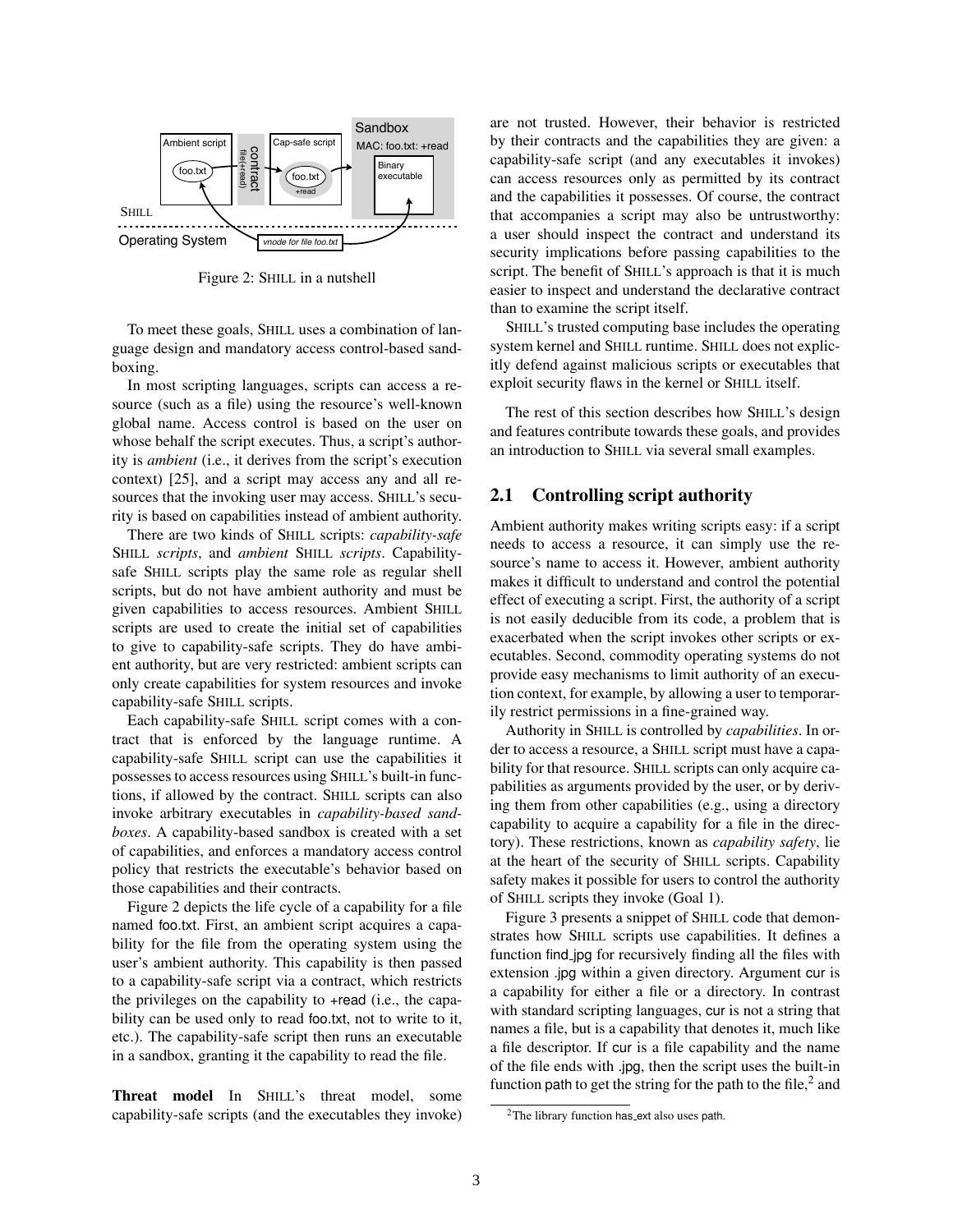Figure 2: SHILL in a nutshell

To meet these goals, SHILL uses a combination of language design and mandatory access control-based sandboxing.

In most scripting languages, scripts can access a resource (such as a file) using the resource's well-known global name. Access control is based on the user on whose behalf the script executes. Thus, a script's authority is *ambient* (i.e., it derives from the script's execution context) [25], and a script may access any and all resources that the invoking user may access. SHILL's security is based on capabilities instead of ambient authority.

There are two kinds of SHILL scripts: *capability-safe SHILL scripts*, and *ambient SHILL scripts*. Capability-safe SHILL scripts play the same role as regular shell scripts, but do not have ambient authority and must be given capabilities to access resources. Ambient SHILL scripts are used to create the initial set of capabilities to give to capability-safe scripts. They do have ambient authority, but are very restricted: ambient scripts can only create capabilities for system resources and invoke capability-safe SHILL scripts.

Each capability-safe SHILL script comes with a contract that is enforced by the language runtime. A capability-safe SHILL script can use the capabilities it possesses to access resources using SHILL's built-in functions, if allowed by the contract. SHILL scripts can also invoke arbitrary executables in *capability-based sandboxes*. A capability-based sandbox is created with a set of capabilities, and enforces a mandatory access control policy that restricts the executable's behavior based on those capabilities and their contracts.

Figure 2 depicts the life cycle of a capability for a file named foo.txt. First, an ambient script acquires a capability for the file from the operating system using the user's ambient authority. This capability is then passed to a capability-safe script via a contract, which restricts the privileges on the capability to +read (i.e., the capability can be used only to read foo.txt, not to write to it, etc.). The capability-safe script then runs an executable in a sandbox, granting it the capability to read the file.

**Threat model** In SHILL's threat model, some capability-safe scripts (and the executables they invoke) are not trusted. However, their behavior is restricted by their contracts and the capabilities they are given: a capability-safe script (and any executables it invokes) can access resources only as permitted by its contract and the capabilities it possesses. Of course, the contract that accompanies a script may also be untrustworthy: a user should inspect the contract and understand its security implications before passing capabilities to the script. The benefit of SHILL's approach is that it is much easier to inspect and understand the declarative contract than to examine the script itself.

SHILL's trusted computing base includes the operating system kernel and SHILL runtime. SHILL does not explicitly defend against malicious scripts or executables that exploit security flaws in the kernel or SHILL itself.

The rest of this section describes how SHILL's design and features contribute towards these goals, and provides an introduction to SHILL via several small examples.

## 2.1 Controlling script authority

Ambient authority makes writing scripts easy: if a script needs to access a resource, it can simply use the resource's name to access it. However, ambient authority makes it difficult to understand and control the potential effect of executing a script. First, the authority of a script is not easily deducible from its code, a problem that is exacerbated when the script invokes other scripts or executables. Second, commodity operating systems do not provide easy mechanisms to limit authority of an execution context, for example, by allowing a user to temporarily restrict permissions in a fine-grained way.

Authority in SHILL is controlled by *capabilities*. In order to access a resource, a SHILL script must have a capability for that resource. SHILL scripts can only acquire capabilities as arguments provided by the user, or by deriving them from other capabilities (e.g., using a directory capability to acquire a capability for a file in the directory). These restrictions, known as *capability safety*, lie at the heart of the security of SHILL scripts. Capability safety makes it possible for users to control the authority of SHILL scripts they invoke (Goal 1).

Figure 3 presents a snippet of SHILL code that demonstrates how SHILL scripts use capabilities. It defines a function find_jpg for recursively finding all the files with extension .jpg within a given directory. Argument cur is a capability for either a file or a directory. In contrast with standard scripting languages, cur is not a string that names a file, but is a capability that denotes it, much like a file descriptor. If cur is a file capability and the name of the file ends with .jpg, then the script uses the built-in function path to get the string for the path to the file,[2] and

[2] The library function has_ext also uses path.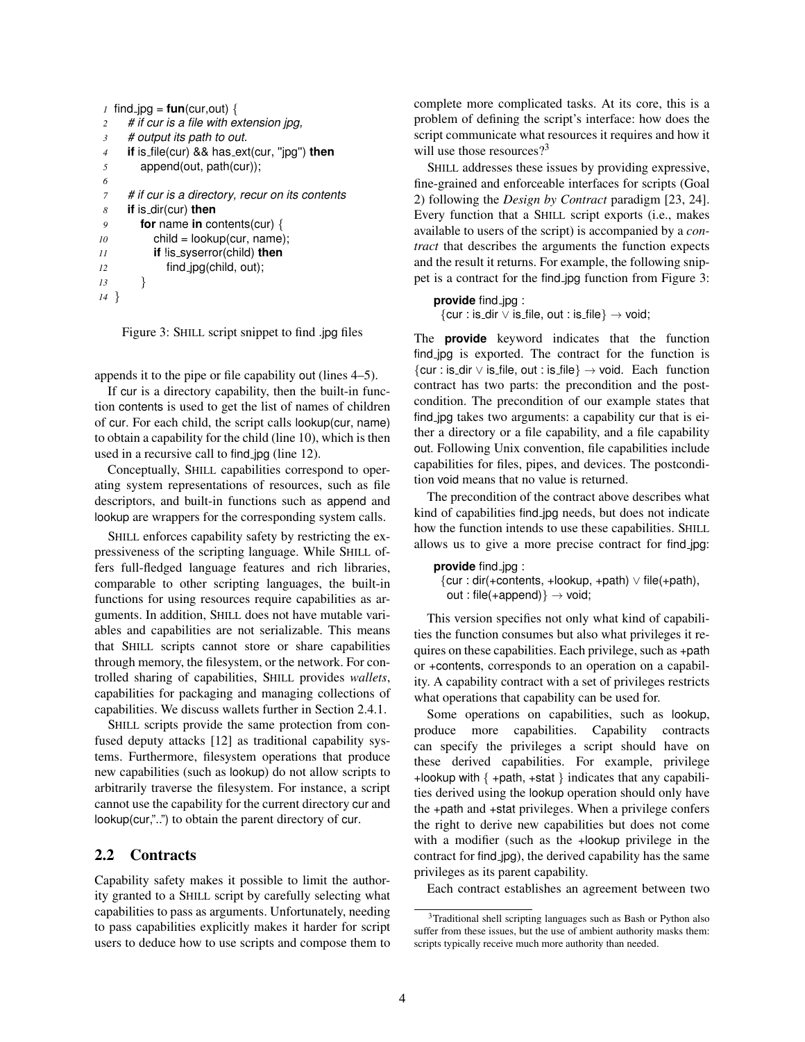```
1  find_jpg = fun(cur,out) {
2    # if cur is a file with extension jpg,
3    # output its path to out.
4    if is_file(cur) && has_ext(cur, "jpg") then
5      append(out, path(cur));
6
7    # if cur is a directory, recur on its contents
8    if is_dir(cur) then
9      for name in contents(cur) {
10       child = lookup(cur, name);
11       if !is_syserror(child) then
12         find_jpg(child, out);
13     }
14 }
```

Figure 3: SHILL script snippet to find .jpg files

appends it to the pipe or file capability out (lines 4–5).

If cur is a directory capability, then the built-in function contents is used to get the list of names of children of cur. For each child, the script calls lookup(cur, name) to obtain a capability for the child (line 10), which is then used in a recursive call to find_jpg (line 12).

Conceptually, SHILL capabilities correspond to operating system representations of resources, such as file descriptors, and built-in functions such as append and lookup are wrappers for the corresponding system calls.

SHILL enforces capability safety by restricting the expressiveness of the scripting language. While SHILL offers full-fledged language features and rich libraries, comparable to other scripting languages, the built-in functions for using resources require capabilities as arguments. In addition, SHILL does not have mutable variables and capabilities are not serializable. This means that SHILL scripts cannot store or share capabilities through memory, the filesystem, or the network. For controlled sharing of capabilities, SHILL provides *wallets*, capabilities for packaging and managing collections of capabilities. We discuss wallets further in Section 2.4.1.

SHILL scripts provide the same protection from confused deputy attacks [12] as traditional capability systems. Furthermore, filesystem operations that produce new capabilities (such as lookup) do not allow scripts to arbitrarily traverse the filesystem. For instance, a script cannot use the capability for the current directory cur and lookup(cur,"..") to obtain the parent directory of cur.

## 2.2 Contracts

Capability safety makes it possible to limit the authority granted to a SHILL script by carefully selecting what capabilities to pass as arguments. Unfortunately, needing to pass capabilities explicitly makes it harder for script users to deduce how to use scripts and compose them to complete more complicated tasks. At its core, this is a problem of defining the script's interface: how does the script communicate what resources it requires and how it will use those resources?[3]

SHILL addresses these issues by providing expressive, fine-grained and enforceable interfaces for scripts (Goal 2) following the *Design by Contract* paradigm [23, 24]. Every function that a SHILL script exports (i.e., makes available to users of the script) is accompanied by a *contract* that describes the arguments the function expects and the result it returns. For example, the following snippet is a contract for the find_jpg function from Figure 3:

```
provide find_jpg :
  {cur : is_dir ∨ is_file, out : is_file} → void;
```

The **provide** keyword indicates that the function find_jpg is exported. The contract for the function is {cur : is_dir ∨ is_file, out : is_file} → void. Each function contract has two parts: the precondition and the postcondition. The precondition of our example states that find_jpg takes two arguments: a capability cur that is either a directory or a file capability, and a file capability out. Following Unix convention, file capabilities include capabilities for files, pipes, and devices. The postcondition void means that no value is returned.

The precondition of the contract above describes what kind of capabilities find_jpg needs, but does not indicate how the function intends to use these capabilities. SHILL allows us to give a more precise contract for find_jpg:

```
provide find_jpg :
  {cur : dir(+contents, +lookup, +path) ∨ file(+path),
   out : file(+append)} → void;
```

This version specifies not only what kind of capabilities the function consumes but also what privileges it requires on these capabilities. Each privilege, such as +path or +contents, corresponds to an operation on a capability. A capability contract with a set of privileges restricts what operations that capability can be used for.

Some operations on capabilities, such as lookup, produce more capabilities. Capability contracts can specify the privileges a script should have on these derived capabilities. For example, privilege +lookup with { +path, +stat } indicates that any capabilities derived using the lookup operation should only have the +path and +stat privileges. When a privilege confers the right to derive new capabilities but does not come with a modifier (such as the +lookup privilege in the contract for find_jpg), the derived capability has the same privileges as its parent capability.

Each contract establishes an agreement between two

[3] Traditional shell scripting languages such as Bash or Python also suffer from these issues, but the use of ambient authority masks them: scripts typically receive much more authority than needed.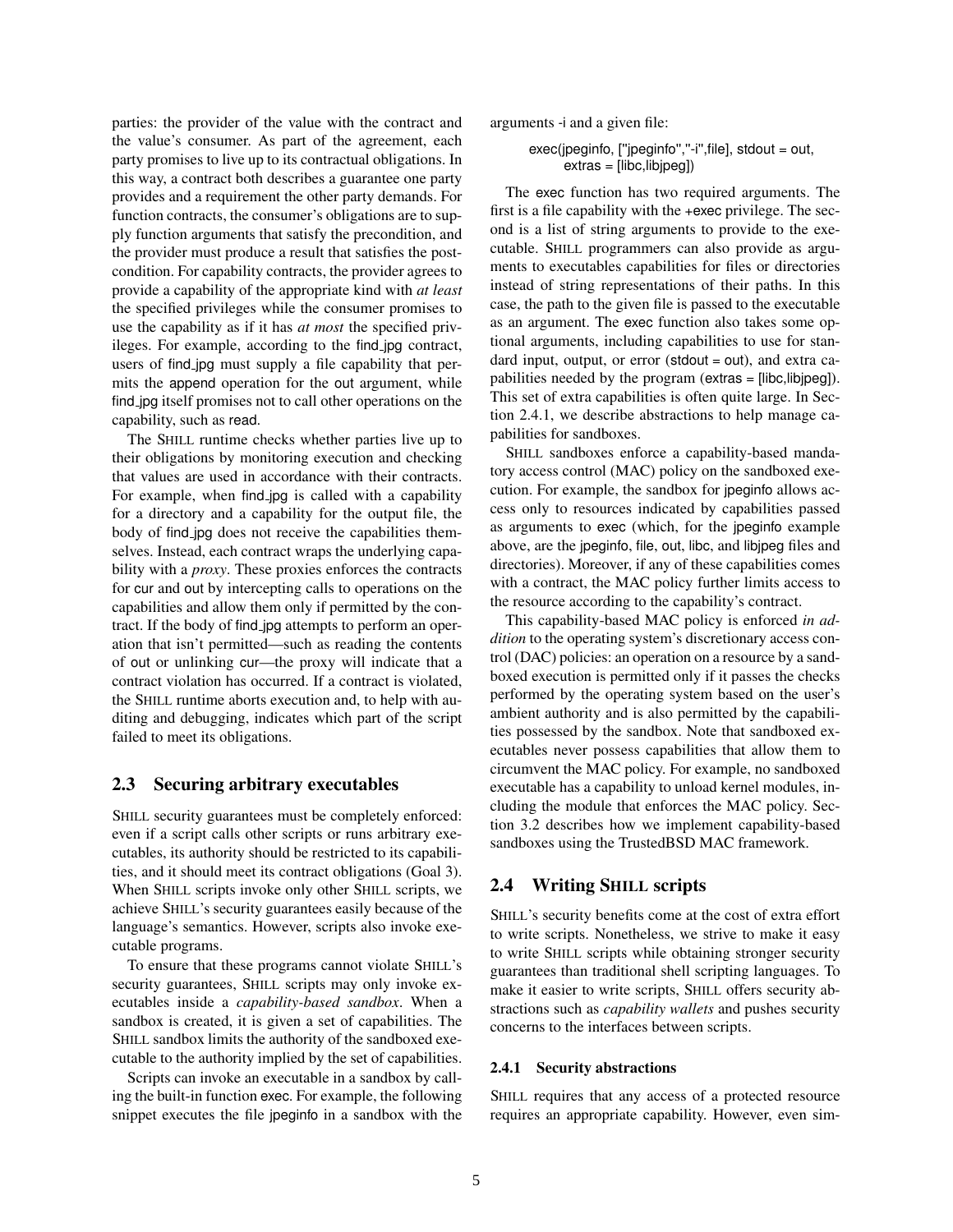parties: the provider of the value with the contract and the value's consumer. As part of the agreement, each party promises to live up to its contractual obligations. In this way, a contract both describes a guarantee one party provides and a requirement the other party demands. For function contracts, the consumer's obligations are to supply function arguments that satisfy the precondition, and the provider must produce a result that satisfies the postcondition. For capability contracts, the provider agrees to provide a capability of the appropriate kind with *at least* the specified privileges while the consumer promises to use the capability as if it has *at most* the specified privileges. For example, according to the find_jpg contract, users of find_jpg must supply a file capability that permits the append operation for the out argument, while find_jpg itself promises not to call other operations on the capability, such as read.

The SHILL runtime checks whether parties live up to their obligations by monitoring execution and checking that values are used in accordance with their contracts. For example, when find_jpg is called with a capability for a directory and a capability for the output file, the body of find_jpg does not receive the capabilities themselves. Instead, each contract wraps the underlying capability with a *proxy*. These proxies enforces the contracts for cur and out by intercepting calls to operations on the capabilities and allow them only if permitted by the contract. If the body of find_jpg attempts to perform an operation that isn't permitted—such as reading the contents of out or unlinking cur—the proxy will indicate that a contract violation has occurred. If a contract is violated, the SHILL runtime aborts execution and, to help with auditing and debugging, indicates which part of the script failed to meet its obligations.

## 2.3 Securing arbitrary executables

SHILL security guarantees must be completely enforced: even if a script calls other scripts or runs arbitrary executables, its authority should be restricted to its capabilities, and it should meet its contract obligations (Goal 3). When SHILL scripts invoke only other SHILL scripts, we achieve SHILL's security guarantees easily because of the language's semantics. However, scripts also invoke executable programs.

To ensure that these programs cannot violate SHILL's security guarantees, SHILL scripts may only invoke executables inside a *capability-based sandbox*. When a sandbox is created, it is given a set of capabilities. The SHILL sandbox limits the authority of the sandboxed executable to the authority implied by the set of capabilities.

Scripts can invoke an executable in a sandbox by calling the built-in function exec. For example, the following snippet executes the file jpeginfo in a sandbox with the arguments -i and a given file:

```
exec(jpeginfo, ["jpeginfo","-i",file], stdout = out,
     extras = [libc,libjpeg])
```

The exec function has two required arguments. The first is a file capability with the +exec privilege. The second is a list of string arguments to provide to the executable. SHILL programmers can also provide as arguments to executables capabilities for files or directories instead of string representations of their paths. In this case, the path to the given file is passed to the executable as an argument. The exec function also takes some optional arguments, including capabilities to use for standard input, output, or error (stdout = out), and extra capabilities needed by the program (extras = [libc,libjpeg]). This set of extra capabilities is often quite large. In Section 2.4.1, we describe abstractions to help manage capabilities for sandboxes.

SHILL sandboxes enforce a capability-based mandatory access control (MAC) policy on the sandboxed execution. For example, the sandbox for jpeginfo allows access only to resources indicated by capabilities passed as arguments to exec (which, for the jpeginfo example above, are the jpeginfo, file, out, libc, and libjpeg files and directories). Moreover, if any of these capabilities comes with a contract, the MAC policy further limits access to the resource according to the capability's contract.

This capability-based MAC policy is enforced *in addition* to the operating system's discretionary access control (DAC) policies: an operation on a resource by a sandboxed execution is permitted only if it passes the checks performed by the operating system based on the user's ambient authority and is also permitted by the capabilities possessed by the sandbox. Note that sandboxed executables never possess capabilities that allow them to circumvent the MAC policy. For example, no sandboxed executable has a capability to unload kernel modules, including the module that enforces the MAC policy. Section 3.2 describes how we implement capability-based sandboxes using the TrustedBSD MAC framework.

## 2.4 Writing SHILL scripts

SHILL's security benefits come at the cost of extra effort to write scripts. Nonetheless, we strive to make it easy to write SHILL scripts while obtaining stronger security guarantees than traditional shell scripting languages. To make it easier to write scripts, SHILL offers security abstractions such as *capability wallets* and pushes security concerns to the interfaces between scripts.

### 2.4.1 Security abstractions

SHILL requires that any access of a protected resource requires an appropriate capability. However, even sim-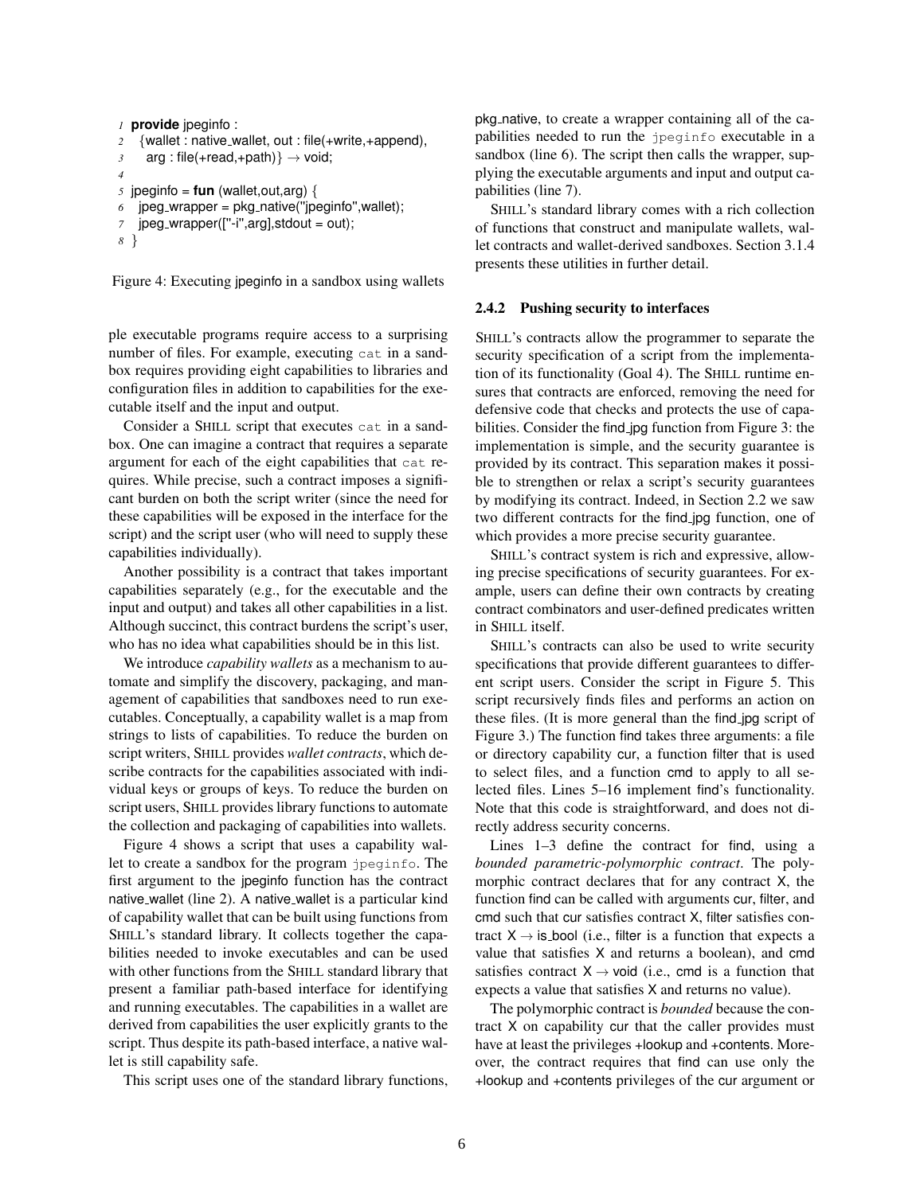```
1 provide jpeginfo :
2   {wallet : native_wallet, out : file(+write,+append),
3    arg : file(+read,+path)} → void;
4
5 jpeginfo = fun (wallet,out,arg) {
6   jpeg_wrapper = pkg_native("jpeginfo",wallet);
7   jpeg_wrapper(["-i",arg],stdout = out);
8 }
```

Figure 4: Executing jpeginfo in a sandbox using wallets

ple executable programs require access to a surprising number of files. For example, executing `cat` in a sandbox requires providing eight capabilities to libraries and configuration files in addition to capabilities for the executable itself and the input and output.

Consider a SHILL script that executes `cat` in a sandbox. One can imagine a contract that requires a separate argument for each of the eight capabilities that `cat` requires. While precise, such a contract imposes a significant burden on both the script writer (since the need for these capabilities will be exposed in the interface for the script) and the script user (who will need to supply these capabilities individually).

Another possibility is a contract that takes important capabilities separately (e.g., for the executable and the input and output) and takes all other capabilities in a list. Although succinct, this contract burdens the script's user, who has no idea what capabilities should be in this list.

We introduce *capability wallets* as a mechanism to automate and simplify the discovery, packaging, and management of capabilities that sandboxes need to run executables. Conceptually, a capability wallet is a map from strings to lists of capabilities. To reduce the burden on script writers, SHILL provides *wallet contracts*, which describe contracts for the capabilities associated with individual keys or groups of keys. To reduce the burden on script users, SHILL provides library functions to automate the collection and packaging of capabilities into wallets.

Figure 4 shows a script that uses a capability wallet to create a sandbox for the program `jpeginfo`. The first argument to the jpeginfo function has the contract native_wallet (line 2). A native_wallet is a particular kind of capability wallet that can be built using functions from SHILL's standard library. It collects together the capabilities needed to invoke executables and can be used with other functions from the SHILL standard library that present a familiar path-based interface for identifying and running executables. The capabilities in a wallet are derived from capabilities the user explicitly grants to the script. Thus despite its path-based interface, a native wallet is still capability safe.

This script uses one of the standard library functions, pkg_native, to create a wrapper containing all of the capabilities needed to run the `jpeginfo` executable in a sandbox (line 6). The script then calls the wrapper, supplying the executable arguments and input and output capabilities (line 7).

SHILL's standard library comes with a rich collection of functions that construct and manipulate wallets, wallet contracts and wallet-derived sandboxes. Section 3.1.4 presents these utilities in further detail.

### 2.4.2 Pushing security to interfaces

SHILL's contracts allow the programmer to separate the security specification of a script from the implementation of its functionality (Goal 4). The SHILL runtime ensures that contracts are enforced, removing the need for defensive code that checks and protects the use of capabilities. Consider the find_jpg function from Figure 3: the implementation is simple, and the security guarantee is provided by its contract. This separation makes it possible to strengthen or relax a script's security guarantees by modifying its contract. Indeed, in Section 2.2 we saw two different contracts for the find_jpg function, one of which provides a more precise security guarantee.

SHILL's contract system is rich and expressive, allowing precise specifications of security guarantees. For example, users can define their own contracts by creating contract combinators and user-defined predicates written in SHILL itself.

SHILL's contracts can also be used to write security specifications that provide different guarantees to different script users. Consider the script in Figure 5. This script recursively finds files and performs an action on these files. (It is more general than the find_jpg script of Figure 3.) The function find takes three arguments: a file or directory capability cur, a function filter that is used to select files, and a function cmd to apply to all selected files. Lines 5–16 implement find's functionality. Note that this code is straightforward, and does not directly address security concerns.

Lines 1–3 define the contract for find, using a *bounded parametric-polymorphic contract*. The polymorphic contract declares that for any contract X, the function find can be called with arguments cur, filter, and cmd such that cur satisfies contract X, filter satisfies contract X → is_bool (i.e., filter is a function that expects a value that satisfies X and returns a boolean), and cmd satisfies contract X → void (i.e., cmd is a function that expects a value that satisfies X and returns no value).

The polymorphic contract is *bounded* because the contract X on capability cur that the caller provides must have at least the privileges +lookup and +contents. Moreover, the contract requires that find can use only the +lookup and +contents privileges of the cur argument or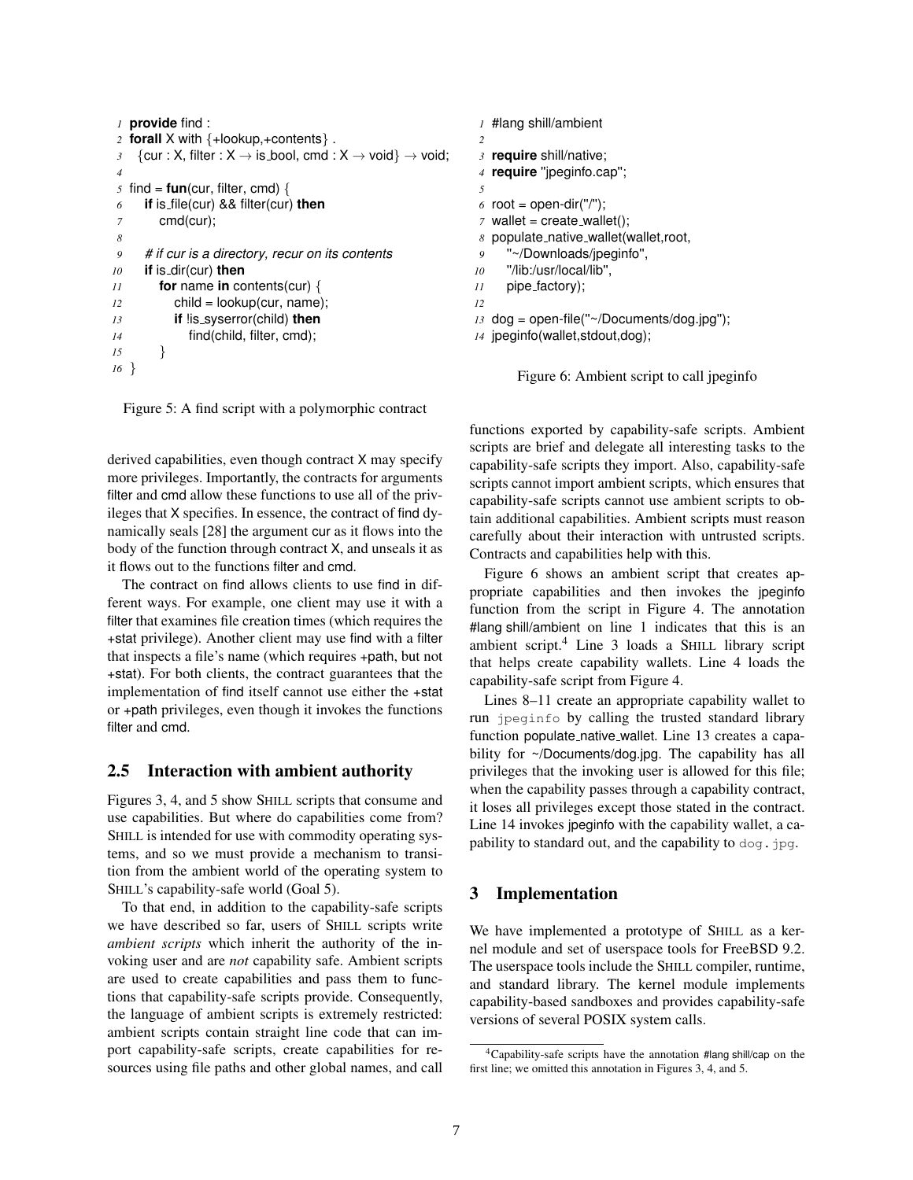```
1  provide find :
2  forall X with {+lookup,+contents} .
3    {cur : X, filter : X → is_bool, cmd : X → void} → void;
4
5  find = fun(cur, filter, cmd) {
6    if is_file(cur) && filter(cur) then
7      cmd(cur);
8
9    # if cur is a directory, recur on its contents
10   if is_dir(cur) then
11     for name in contents(cur) {
12       child = lookup(cur, name);
13       if !is_syserror(child) then
14         find(child, filter, cmd);
15     }
16 }
```

Figure 5: A find script with a polymorphic contract

derived capabilities, even though contract X may specify more privileges. Importantly, the contracts for arguments filter and cmd allow these functions to use all of the privileges that X specifies. In essence, the contract of find dynamically seals [28] the argument cur as it flows into the body of the function through contract X, and unseals it as it flows out to the functions filter and cmd.

The contract on find allows clients to use find in different ways. For example, one client may use it with a filter that examines file creation times (which requires the +stat privilege). Another client may use find with a filter that inspects a file's name (which requires +path, but not +stat). For both clients, the contract guarantees that the implementation of find itself cannot use either the +stat or +path privileges, even though it invokes the functions filter and cmd.

## 2.5 Interaction with ambient authority

Figures 3, 4, and 5 show SHILL scripts that consume and use capabilities. But where do capabilities come from? SHILL is intended for use with commodity operating systems, and so we must provide a mechanism to transition from the ambient world of the operating system to SHILL's capability-safe world (Goal 5).

To that end, in addition to the capability-safe scripts we have described so far, users of SHILL scripts write *ambient scripts* which inherit the authority of the invoking user and are *not* capability safe. Ambient scripts are used to create capabilities and pass them to functions that capability-safe scripts provide. Consequently, the language of ambient scripts is extremely restricted: ambient scripts contain straight line code that can import capability-safe scripts, create capabilities for resources using file paths and other global names, and call functions exported by capability-safe scripts. Ambient scripts are brief and delegate all interesting tasks to the capability-safe scripts they import. Also, capability-safe scripts cannot import ambient scripts, which ensures that capability-safe scripts cannot use ambient scripts to obtain additional capabilities. Ambient scripts must reason carefully about their interaction with untrusted scripts. Contracts and capabilities help with this.

```
1  #lang shill/ambient
2
3  require shill/native;
4  require "jpeginfo.cap";
5
6  root = open-dir("/");
7  wallet = create_wallet();
8  populate_native_wallet(wallet,root,
9    "~/Downloads/jpeginfo",
10   "/lib:/usr/local/lib",
11   pipe_factory);
12
13 dog = open-file("~/Documents/dog.jpg");
14 jpeginfo(wallet,stdout,dog);
```

Figure 6: Ambient script to call jpeginfo

Figure 6 shows an ambient script that creates appropriate capabilities and then invokes the jpeginfo function from the script in Figure 4. The annotation #lang shill/ambient on line 1 indicates that this is an ambient script.[4] Line 3 loads a SHILL library script that helps create capability wallets. Line 4 loads the capability-safe script from Figure 4.

Lines 8–11 create an appropriate capability wallet to run `jpeginfo` by calling the trusted standard library function populate_native_wallet. Line 13 creates a capability for ~/Documents/dog.jpg. The capability has all privileges that the invoking user is allowed for this file; when the capability passes through a capability contract, it loses all privileges except those stated in the contract. Line 14 invokes jpeginfo with the capability wallet, a capability to standard out, and the capability to `dog.jpg`.

# 3 Implementation

We have implemented a prototype of SHILL as a kernel module and set of userspace tools for FreeBSD 9.2. The userspace tools include the SHILL compiler, runtime, and standard library. The kernel module implements capability-based sandboxes and provides capability-safe versions of several POSIX system calls.

[4] Capability-safe scripts have the annotation #lang shill/cap on the first line; we omitted this annotation in Figures 3, 4, and 5.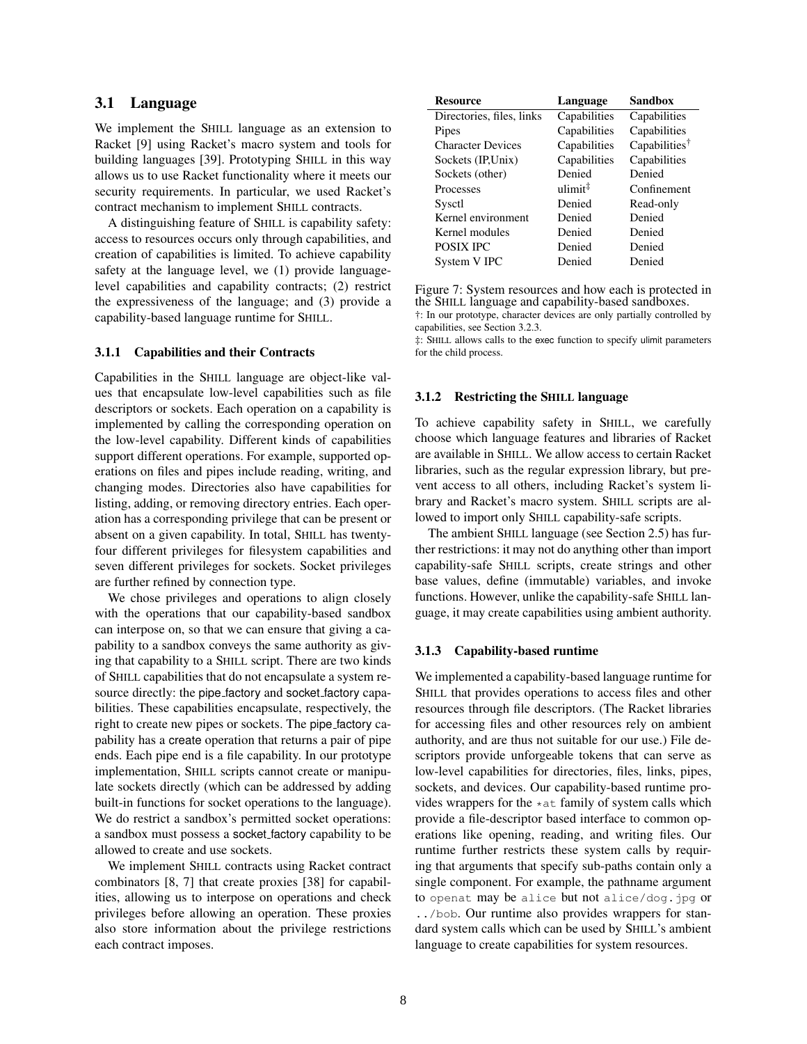## 3.1 Language

We implement the SHILL language as an extension to Racket [9] using Racket's macro system and tools for building languages [39]. Prototyping SHILL in this way allows us to use Racket functionality where it meets our security requirements. In particular, we used Racket's contract mechanism to implement SHILL contracts.

A distinguishing feature of SHILL is capability safety: access to resources occurs only through capabilities, and creation of capabilities is limited. To achieve capability safety at the language level, we (1) provide language-level capabilities and capability contracts; (2) restrict the expressiveness of the language; and (3) provide a capability-based language runtime for SHILL.

### 3.1.1 Capabilities and their Contracts

Capabilities in the SHILL language are object-like values that encapsulate low-level capabilities such as file descriptors or sockets. Each operation on a capability is implemented by calling the corresponding operation on the low-level capability. Different kinds of capabilities support different operations. For example, supported operations on files and pipes include reading, writing, and changing modes. Directories also have capabilities for listing, adding, or removing directory entries. Each operation has a corresponding privilege that can be present or absent on a given capability. In total, SHILL has twenty-four different privileges for filesystem capabilities and seven different privileges for sockets. Socket privileges are further refined by connection type.

We chose privileges and operations to align closely with the operations that our capability-based sandbox can interpose on, so that we can ensure that giving a capability to a sandbox conveys the same authority as giving that capability to a SHILL script. There are two kinds of SHILL capabilities that do not encapsulate a system resource directly: the pipe_factory and socket_factory capabilities. These capabilities encapsulate, respectively, the right to create new pipes or sockets. The pipe_factory capability has a create operation that returns a pair of pipe ends. Each pipe end is a file capability. In our prototype implementation, SHILL scripts cannot create or manipulate sockets directly (which can be addressed by adding built-in functions for socket operations to the language). We do restrict a sandbox's permitted socket operations: a sandbox must possess a socket_factory capability to be allowed to create and use sockets.

We implement SHILL contracts using Racket contract combinators [8, 7] that create proxies [38] for capabilities, allowing us to interpose on operations and check privileges before allowing an operation. These proxies also store information about the privilege restrictions each contract imposes.

| Resource | Language | Sandbox |
|---|---|---|
| Directories, files, links | Capabilities | Capabilities |
| Pipes | Capabilities | Capabilities |
| Character Devices | Capabilities | Capabilities† |
| Sockets (IP,Unix) | Capabilities | Capabilities |
| Sockets (other) | Denied | Denied |
| Processes | ulimit‡ | Confinement |
| Sysctl | Denied | Read-only |
| Kernel environment | Denied | Denied |
| Kernel modules | Denied | Denied |
| POSIX IPC | Denied | Denied |
| System V IPC | Denied | Denied |

Figure 7: System resources and how each is protected in the SHILL language and capability-based sandboxes.
†: In our prototype, character devices are only partially controlled by capabilities, see Section 3.2.3.
‡: SHILL allows calls to the exec function to specify ulimit parameters for the child process.

### 3.1.2 Restricting the SHILL language

To achieve capability safety in SHILL, we carefully choose which language features and libraries of Racket are available in SHILL. We allow access to certain Racket libraries, such as the regular expression library, but prevent access to all others, including Racket's system library and Racket's macro system. SHILL scripts are allowed to import only SHILL capability-safe scripts.

The ambient SHILL language (see Section 2.5) has further restrictions: it may not do anything other than import capability-safe SHILL scripts, create strings and other base values, define (immutable) variables, and invoke functions. However, unlike the capability-safe SHILL language, it may create capabilities using ambient authority.

### 3.1.3 Capability-based runtime

We implemented a capability-based language runtime for SHILL that provides operations to access files and other resources through file descriptors. (The Racket libraries for accessing files and other resources rely on ambient authority, and are thus not suitable for our use.) File descriptors provide unforgeable tokens that can serve as low-level capabilities for directories, files, links, pipes, sockets, and devices. Our capability-based runtime provides wrappers for the `*at` family of system calls which provide a file-descriptor based interface to common operations like opening, reading, and writing files. Our runtime further restricts these system calls by requiring that arguments that specify sub-paths contain only a single component. For example, the pathname argument to `openat` may be `alice` but not `alice/dog.jpg` or `../bob`. Our runtime also provides wrappers for standard system calls which can be used by SHILL's ambient language to create capabilities for system resources.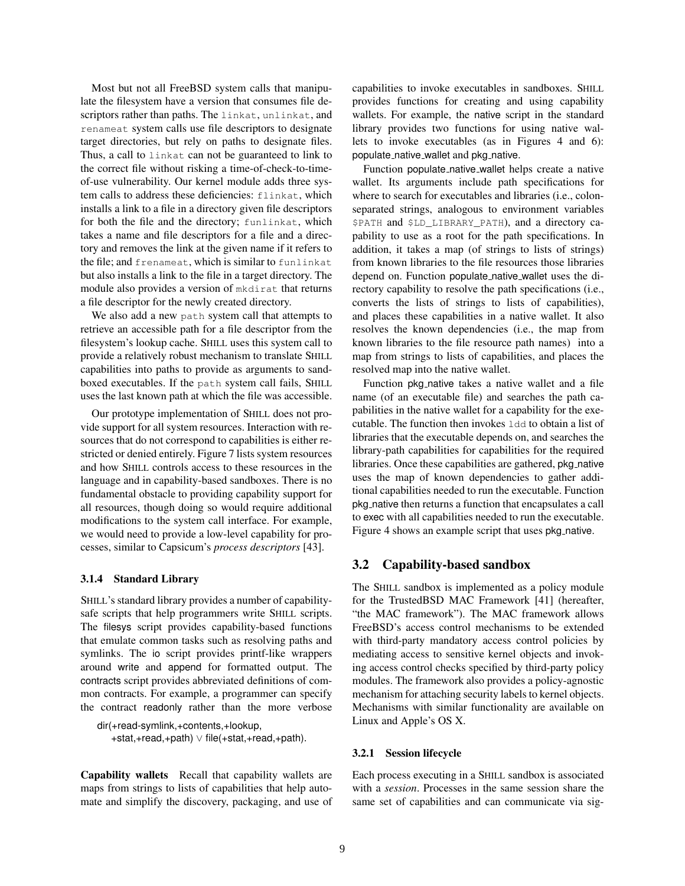Most but not all FreeBSD system calls that manipulate the filesystem have a version that consumes file descriptors rather than paths. The `linkat`, `unlinkat`, and `renameat` system calls use file descriptors to designate target directories, but rely on paths to designate files. Thus, a call to `linkat` can not be guaranteed to link to the correct file without risking a time-of-check-to-time-of-use vulnerability. Our kernel module adds three system calls to address these deficiencies: `flinkat`, which installs a link to a file in a directory given file descriptors for both the file and the directory; `funlinkat`, which takes a name and file descriptors for a file and a directory and removes the link at the given name if it refers to the file; and `frenameat`, which is similar to `funlinkat` but also installs a link to the file in a target directory. The module also provides a version of `mkdirat` that returns a file descriptor for the newly created directory.

We also add a new `path` system call that attempts to retrieve an accessible path for a file descriptor from the filesystem's lookup cache. SHILL uses this system call to provide a relatively robust mechanism to translate SHILL capabilities into paths to provide as arguments to sandboxed executables. If the `path` system call fails, SHILL uses the last known path at which the file was accessible.

Our prototype implementation of SHILL does not provide support for all system resources. Interaction with resources that do not correspond to capabilities is either restricted or denied entirely. Figure 7 lists system resources and how SHILL controls access to these resources in the language and in capability-based sandboxes. There is no fundamental obstacle to providing capability support for all resources, though doing so would require additional modifications to the system call interface. For example, we would need to provide a low-level capability for processes, similar to Capsicum's *process descriptors* [43].

#### 3.1.4 Standard Library

SHILL's standard library provides a number of capability-safe scripts that help programmers write SHILL scripts. The filesys script provides capability-based functions that emulate common tasks such as resolving paths and symlinks. The io script provides printf-like wrappers around write and append for formatted output. The contracts script provides abbreviated definitions of common contracts. For example, a programmer can specify the contract readonly rather than the more verbose

```
dir(+read-symlink,+contents,+lookup,
    +stat,+read,+path) ∨ file(+stat,+read,+path).
```

**Capability wallets** Recall that capability wallets are maps from strings to lists of capabilities that help automate and simplify the discovery, packaging, and use of capabilities to invoke executables in sandboxes. SHILL provides functions for creating and using capability wallets. For example, the native script in the standard library provides two functions for using native wallets to invoke executables (as in Figures 4 and 6): populate_native_wallet and pkg_native.

Function populate_native_wallet helps create a native wallet. Its arguments include path specifications for where to search for executables and libraries (i.e., colon-separated strings, analogous to environment variables `$PATH` and `$LD_LIBRARY_PATH`), and a directory capability to use as a root for the path specifications. In addition, it takes a map (of strings to lists of strings) from known libraries to the file resources those libraries depend on. Function populate_native_wallet uses the directory capability to resolve the path specifications (i.e., converts the lists of strings to lists of capabilities), and places these capabilities in a native wallet. It also resolves the known dependencies (i.e., the map from known libraries to the file resource path names) into a map from strings to lists of capabilities, and places the resolved map into the native wallet.

Function pkg_native takes a native wallet and a file name (of an executable file) and searches the path capabilities in the native wallet for a capability for the executable. The function then invokes `ldd` to obtain a list of libraries that the executable depends on, and searches the library-path capabilities for capabilities for the required libraries. Once these capabilities are gathered, pkg_native uses the map of known dependencies to gather additional capabilities needed to run the executable. Function pkg_native then returns a function that encapsulates a call to exec with all capabilities needed to run the executable. Figure 4 shows an example script that uses pkg_native.

### 3.2 Capability-based sandbox

The SHILL sandbox is implemented as a policy module for the TrustedBSD MAC Framework [41] (hereafter, "the MAC framework"). The MAC framework allows FreeBSD's access control mechanisms to be extended with third-party mandatory access control policies by mediating access to sensitive kernel objects and invoking access control checks specified by third-party policy modules. The framework also provides a policy-agnostic mechanism for attaching security labels to kernel objects. Mechanisms with similar functionality are available on Linux and Apple's OS X.

#### 3.2.1 Session lifecycle

Each process executing in a SHILL sandbox is associated with a *session*. Processes in the same session share the same set of capabilities and can communicate via sig-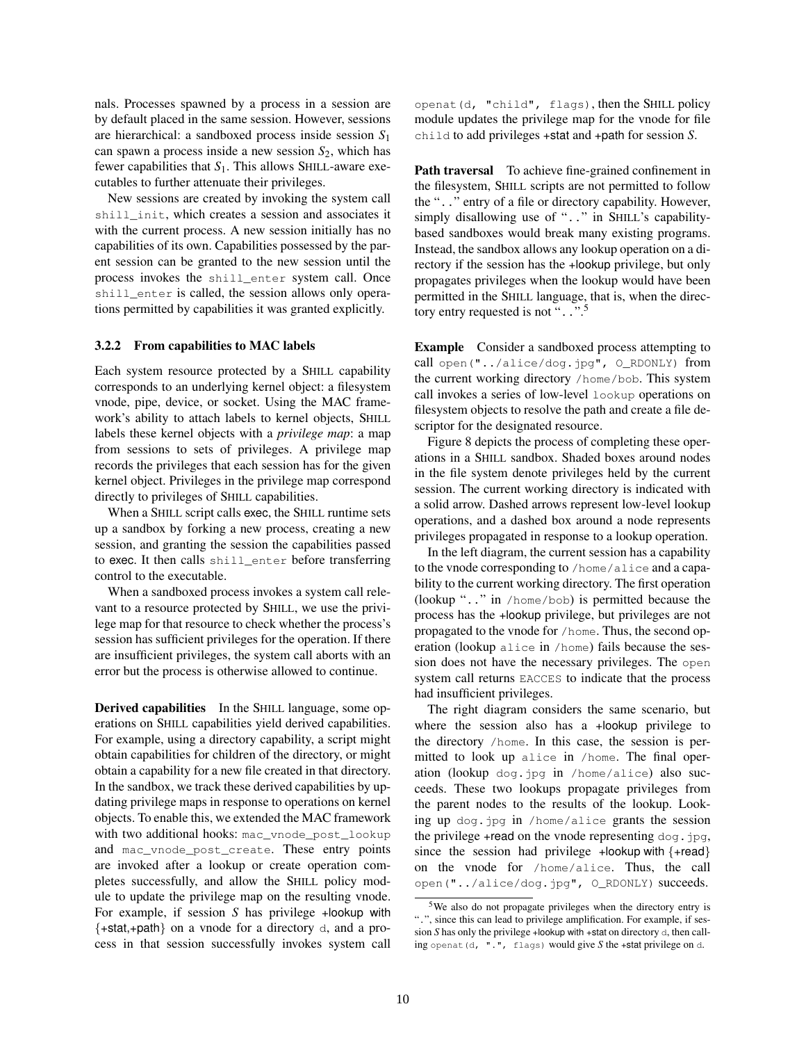nals. Processes spawned by a process in a session are by default placed in the same session. However, sessions are hierarchical: a sandboxed process inside session $S_1$ can spawn a process inside a new session $S_2$, which has fewer capabilities that $S_1$. This allows SHILL-aware executables to further attenuate their privileges.

New sessions are created by invoking the system call `shill_init`, which creates a session and associates it with the current process. A new session initially has no capabilities of its own. Capabilities possessed by the parent session can be granted to the new session until the process invokes the `shill_enter` system call. Once `shill_enter` is called, the session allows only operations permitted by capabilities it was granted explicitly.

### 3.2.2 From capabilities to MAC labels

Each system resource protected by a SHILL capability corresponds to an underlying kernel object: a filesystem vnode, pipe, device, or socket. Using the MAC framework's ability to attach labels to kernel objects, SHILL labels these kernel objects with a *privilege map*: a map from sessions to sets of privileges. A privilege map records the privileges that each session has for the given kernel object. Privileges in the privilege map correspond directly to privileges of SHILL capabilities.

When a SHILL script calls exec, the SHILL runtime sets up a sandbox by forking a new process, creating a new session, and granting the session the capabilities passed to exec. It then calls `shill_enter` before transferring control to the executable.

When a sandboxed process invokes a system call relevant to a resource protected by SHILL, we use the privilege map for that resource to check whether the process's session has sufficient privileges for the operation. If there are insufficient privileges, the system call aborts with an error but the process is otherwise allowed to continue.

**Derived capabilities** In the SHILL language, some operations on SHILL capabilities yield derived capabilities. For example, using a directory capability, a script might obtain capabilities for children of the directory, or might obtain a capability for a new file created in that directory. In the sandbox, we track these derived capabilities by updating privilege maps in response to operations on kernel objects. To enable this, we extended the MAC framework with two additional hooks: `mac_vnode_post_lookup` and `mac_vnode_post_create`. These entry points are invoked after a lookup or create operation completes successfully, and allow the SHILL policy module to update the privilege map on the resulting vnode. For example, if session *S* has privilege +lookup with {+stat,+path} on a vnode for a directory `d`, and a process in that session successfully invokes system call `openat(d, "child", flags)`, then the SHILL policy module updates the privilege map for the vnode for file `child` to add privileges +stat and +path for session *S*.

**Path traversal** To achieve fine-grained confinement in the filesystem, SHILL scripts are not permitted to follow the "`..`" entry of a file or directory capability. However, simply disallowing use of "`..`" in SHILL's capability-based sandboxes would break many existing programs. Instead, the sandbox allows any lookup operation on a directory if the session has the +lookup privilege, but only propagates privileges when the lookup would have been permitted in the SHILL language, that is, when the directory entry requested is not "`..`".[5]

**Example** Consider a sandboxed process attempting to call `open("../alice/dog.jpg", O_RDONLY)` from the current working directory `/home/bob`. This system call invokes a series of low-level `lookup` operations on filesystem objects to resolve the path and create a file descriptor for the designated resource.

Figure 8 depicts the process of completing these operations in a SHILL sandbox. Shaded boxes around nodes in the file system denote privileges held by the current session. The current working directory is indicated with a solid arrow. Dashed arrows represent low-level lookup operations, and a dashed box around a node represents privileges propagated in response to a lookup operation.

In the left diagram, the current session has a capability to the vnode corresponding to `/home/alice` and a capability to the current working directory. The first operation (lookup "`..`" in `/home/bob`) is permitted because the process has the +lookup privilege, but privileges are not propagated to the vnode for `/home`. Thus, the second operation (lookup `alice` in `/home`) fails because the session does not have the necessary privileges. The `open` system call returns `EACCES` to indicate that the process had insufficient privileges.

The right diagram considers the same scenario, but where the session also has a +lookup privilege to the directory `/home`. In this case, the session is permitted to look up `alice` in `/home`. The final operation (lookup `dog.jpg` in `/home/alice`) also succeeds. These two lookups propagate privileges from the parent nodes to the results of the lookup. Looking up `dog.jpg` in `/home/alice` grants the session the privilege +read on the vnode representing `dog.jpg`, since the session had privilege +lookup with {+read} on the vnode for `/home/alice`. Thus, the call `open("../alice/dog.jpg", O_RDONLY)` succeeds.

[5] We also do not propagate privileges when the directory entry is "`.`", since this can lead to privilege amplification. For example, if session *S* has only the privilege +lookup with +stat on directory `d`, then calling `openat(d, ".", flags)` would give *S* the +stat privilege on `d`.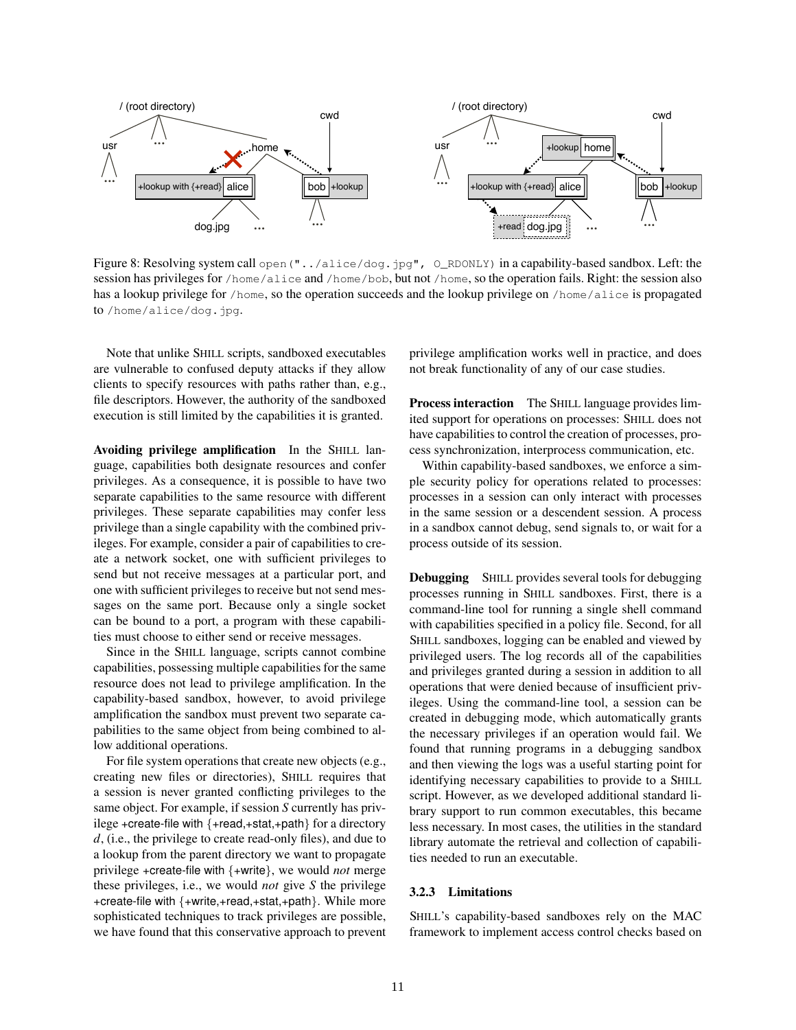Figure 8: Resolving system call `open("../alice/dog.jpg", O_RDONLY)` in a capability-based sandbox. Left: the session has privileges for `/home/alice` and `/home/bob`, but not `/home`, so the operation fails. Right: the session also has a lookup privilege for `/home`, so the operation succeeds and the lookup privilege on `/home/alice` is propagated to `/home/alice/dog.jpg`.

Note that unlike SHILL scripts, sandboxed executables are vulnerable to confused deputy attacks if they allow clients to specify resources with paths rather than, e.g., file descriptors. However, the authority of the sandboxed execution is still limited by the capabilities it is granted.

**Avoiding privilege amplification** In the SHILL language, capabilities both designate resources and confer privileges. As a consequence, it is possible to have two separate capabilities to the same resource with different privileges. These separate capabilities may confer less privilege than a single capability with the combined privileges. For example, consider a pair of capabilities to create a network socket, one with sufficient privileges to send but not receive messages at a particular port, and one with sufficient privileges to receive but not send messages on the same port. Because only a single socket can be bound to a port, a program with these capabilities must choose to either send or receive messages.

Since in the SHILL language, scripts cannot combine capabilities, possessing multiple capabilities for the same resource does not lead to privilege amplification. In the capability-based sandbox, however, to avoid privilege amplification the sandbox must prevent two separate capabilities to the same object from being combined to allow additional operations.

For file system operations that create new objects (e.g., creating new files or directories), SHILL requires that a session is never granted conflicting privileges to the same object. For example, if session $S$ currently has privilege +create-file with {+read,+stat,+path} for a directory $d$, (i.e., the privilege to create read-only files), and due to a lookup from the parent directory we want to propagate privilege +create-file with {+write}, we would *not* merge these privileges, i.e., we would *not* give $S$ the privilege +create-file with {+write,+read,+stat,+path}. While more sophisticated techniques to track privileges are possible, we have found that this conservative approach to prevent privilege amplification works well in practice, and does not break functionality of any of our case studies.

**Process interaction** The SHILL language provides limited support for operations on processes: SHILL does not have capabilities to control the creation of processes, process synchronization, interprocess communication, etc.

Within capability-based sandboxes, we enforce a simple security policy for operations related to processes: processes in a session can only interact with processes in the same session or a descendent session. A process in a sandbox cannot debug, send signals to, or wait for a process outside of its session.

**Debugging** SHILL provides several tools for debugging processes running in SHILL sandboxes. First, there is a command-line tool for running a single shell command with capabilities specified in a policy file. Second, for all SHILL sandboxes, logging can be enabled and viewed by privileged users. The log records all of the capabilities and privileges granted during a session in addition to all operations that were denied because of insufficient privileges. Using the command-line tool, a session can be created in debugging mode, which automatically grants the necessary privileges if an operation would fail. We found that running programs in a debugging sandbox and then viewing the logs was a useful starting point for identifying necessary capabilities to provide to a SHILL script. However, as we developed additional standard library support to run common executables, this became less necessary. In most cases, the utilities in the standard library automate the retrieval and collection of capabilities needed to run an executable.

### 3.2.3 Limitations

SHILL's capability-based sandboxes rely on the MAC framework to implement access control checks based on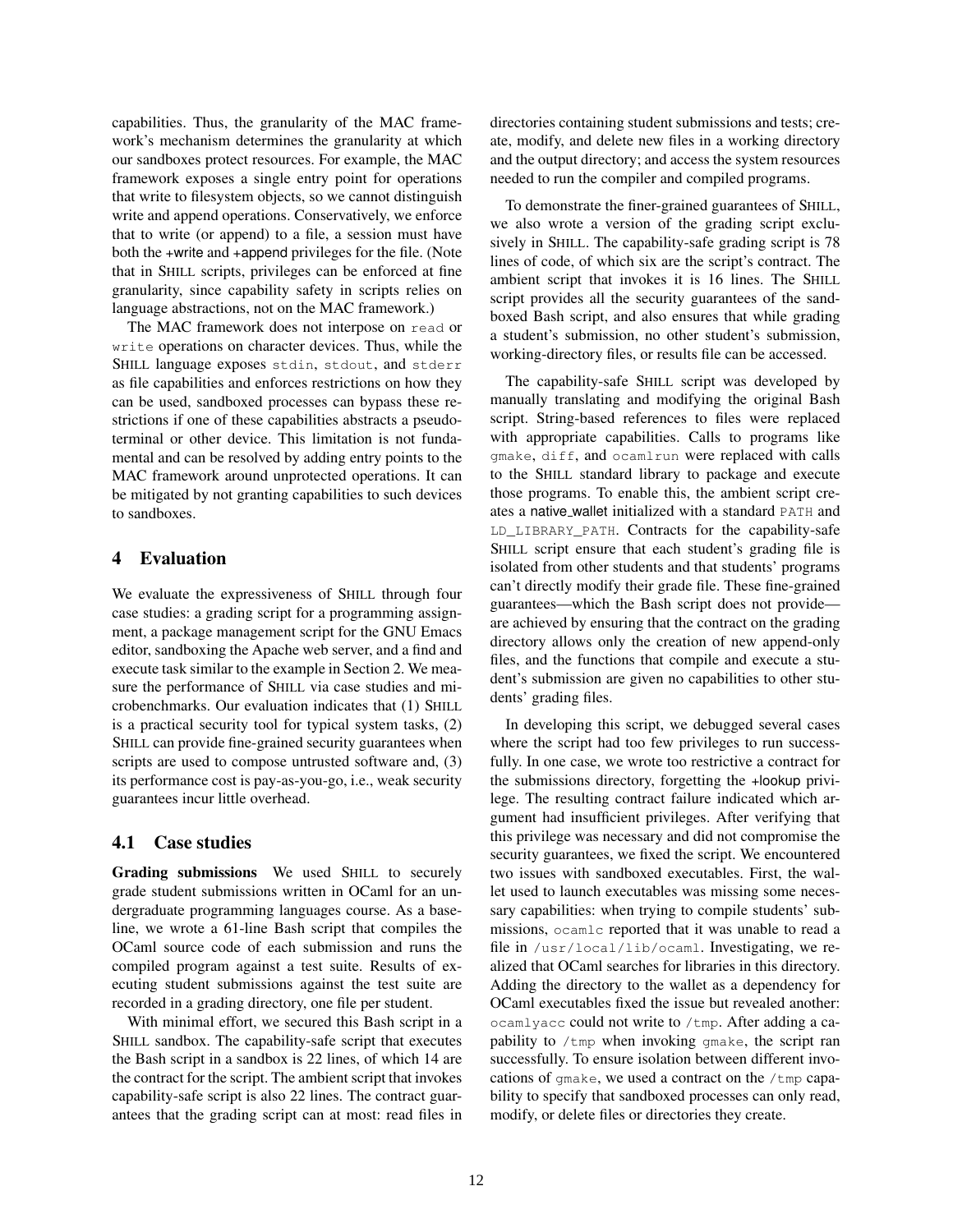capabilities. Thus, the granularity of the MAC framework's mechanism determines the granularity at which our sandboxes protect resources. For example, the MAC framework exposes a single entry point for operations that write to filesystem objects, so we cannot distinguish write and append operations. Conservatively, we enforce that to write (or append) to a file, a session must have both the +write and +append privileges for the file. (Note that in SHILL scripts, privileges can be enforced at fine granularity, since capability safety in scripts relies on language abstractions, not on the MAC framework.)

The MAC framework does not interpose on `read` or `write` operations on character devices. Thus, while the SHILL language exposes `stdin`, `stdout`, and `stderr` as file capabilities and enforces restrictions on how they can be used, sandboxed processes can bypass these restrictions if one of these capabilities abstracts a pseudo-terminal or other device. This limitation is not fundamental and can be resolved by adding entry points to the MAC framework around unprotected operations. It can be mitigated by not granting capabilities to such devices to sandboxes.

## 4 Evaluation

We evaluate the expressiveness of SHILL through four case studies: a grading script for a programming assignment, a package management script for the GNU Emacs editor, sandboxing the Apache web server, and a find and execute task similar to the example in Section 2. We measure the performance of SHILL via case studies and microbenchmarks. Our evaluation indicates that (1) SHILL is a practical security tool for typical system tasks, (2) SHILL can provide fine-grained security guarantees when scripts are used to compose untrusted software and, (3) its performance cost is pay-as-you-go, i.e., weak security guarantees incur little overhead.

### 4.1 Case studies

**Grading submissions** We used SHILL to securely grade student submissions written in OCaml for an undergraduate programming languages course. As a baseline, we wrote a 61-line Bash script that compiles the OCaml source code of each submission and runs the compiled program against a test suite. Results of executing student submissions against the test suite are recorded in a grading directory, one file per student.

With minimal effort, we secured this Bash script in a SHILL sandbox. The capability-safe script that executes the Bash script in a sandbox is 22 lines, of which 14 are the contract for the script. The ambient script that invokes capability-safe script is also 22 lines. The contract guarantees that the grading script can at most: read files in directories containing student submissions and tests; create, modify, and delete new files in a working directory and the output directory; and access the system resources needed to run the compiler and compiled programs.

To demonstrate the finer-grained guarantees of SHILL, we also wrote a version of the grading script exclusively in SHILL. The capability-safe grading script is 78 lines of code, of which six are the script's contract. The ambient script that invokes it is 16 lines. The SHILL script provides all the security guarantees of the sandboxed Bash script, and also ensures that while grading a student's submission, no other student's submission, working-directory files, or results file can be accessed.

The capability-safe SHILL script was developed by manually translating and modifying the original Bash script. String-based references to files were replaced with appropriate capabilities. Calls to programs like `gmake`, `diff`, and `ocamlrun` were replaced with calls to the SHILL standard library to package and execute those programs. To enable this, the ambient script creates a native_wallet initialized with a standard `PATH` and `LD_LIBRARY_PATH`. Contracts for the capability-safe SHILL script ensure that each student's grading file is isolated from other students and that students' programs can't directly modify their grade file. These fine-grained guarantees—which the Bash script does not provide—are achieved by ensuring that the contract on the grading directory allows only the creation of new append-only files, and the functions that compile and execute a student's submission are given no capabilities to other students' grading files.

In developing this script, we debugged several cases where the script had too few privileges to run successfully. In one case, we wrote too restrictive a contract for the submissions directory, forgetting the +lookup privilege. The resulting contract failure indicated which argument had insufficient privileges. After verifying that this privilege was necessary and did not compromise the security guarantees, we fixed the script. We encountered two issues with sandboxed executables. First, the wallet used to launch executables was missing some necessary capabilities: when trying to compile students' submissions, `ocamlc` reported that it was unable to read a file in `/usr/local/lib/ocaml`. Investigating, we realized that OCaml searches for libraries in this directory. Adding the directory to the wallet as a dependency for OCaml executables fixed the issue but revealed another: `ocamlyacc` could not write to `/tmp`. After adding a capability to `/tmp` when invoking `gmake`, the script ran successfully. To ensure isolation between different invocations of `gmake`, we used a contract on the `/tmp` capability to specify that sandboxed processes can only read, modify, or delete files or directories they create.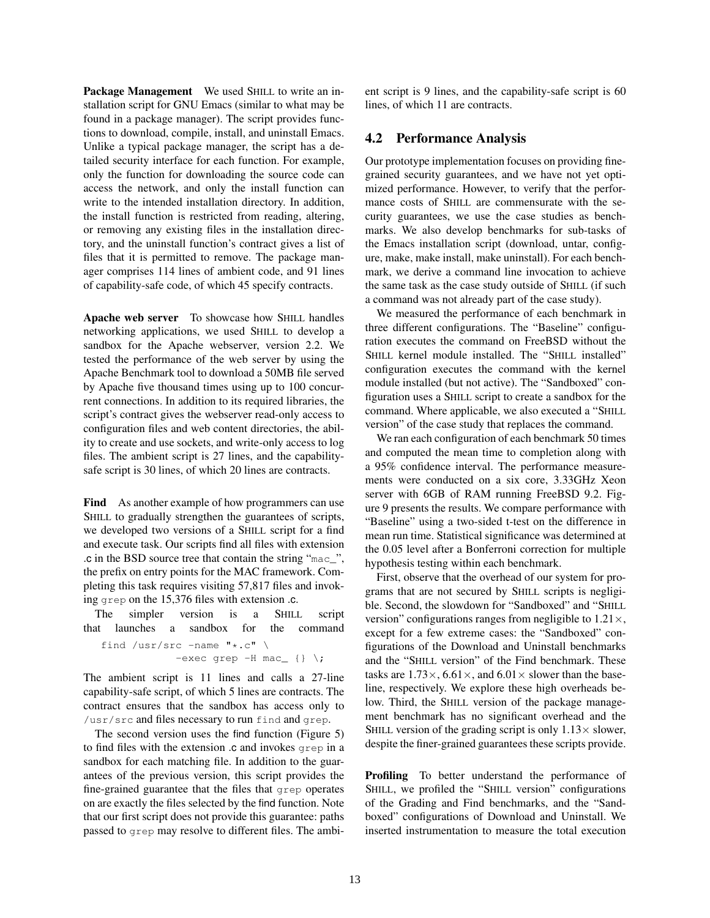**Package Management** We used SHILL to write an installation script for GNU Emacs (similar to what may be found in a package manager). The script provides functions to download, compile, install, and uninstall Emacs. Unlike a typical package manager, the script has a detailed security interface for each function. For example, only the function for downloading the source code can access the network, and only the install function can write to the intended installation directory. In addition, the install function is restricted from reading, altering, or removing any existing files in the installation directory, and the uninstall function's contract gives a list of files that it is permitted to remove. The package manager comprises 114 lines of ambient code, and 91 lines of capability-safe code, of which 45 specify contracts.

**Apache web server** To showcase how SHILL handles networking applications, we used SHILL to develop a sandbox for the Apache webserver, version 2.2. We tested the performance of the web server by using the Apache Benchmark tool to download a 50MB file served by Apache five thousand times using up to 100 concurrent connections. In addition to its required libraries, the script's contract gives the webserver read-only access to configuration files and web content directories, the ability to create and use sockets, and write-only access to log files. The ambient script is 27 lines, and the capability-safe script is 30 lines, of which 20 lines are contracts.

**Find** As another example of how programmers can use SHILL to gradually strengthen the guarantees of scripts, we developed two versions of a SHILL script for a find and execute task. Our scripts find all files with extension .c in the BSD source tree that contain the string "mac_", the prefix on entry points for the MAC framework. Completing this task requires visiting 57,817 files and invoking grep on the 15,376 files with extension .c.

The simpler version is a SHILL script that launches a sandbox for the command

```
find /usr/src -name "*.c" \
            -exec grep -H mac_ {} \;
```

The ambient script is 11 lines and calls a 27-line capability-safe script, of which 5 lines are contracts. The contract ensures that the sandbox has access only to /usr/src and files necessary to run find and grep.

The second version uses the find function (Figure 5) to find files with the extension .c and invokes grep in a sandbox for each matching file. In addition to the guarantees of the previous version, this script provides the fine-grained guarantee that the files that grep operates on are exactly the files selected by the find function. Note that our first script does not provide this guarantee: paths passed to grep may resolve to different files. The ambient script is 9 lines, and the capability-safe script is 60 lines, of which 11 are contracts.

## 4.2 Performance Analysis

Our prototype implementation focuses on providing fine-grained security guarantees, and we have not yet optimized performance. However, to verify that the performance costs of SHILL are commensurate with the security guarantees, we use the case studies as benchmarks. We also develop benchmarks for sub-tasks of the Emacs installation script (download, untar, configure, make, make install, make uninstall). For each benchmark, we derive a command line invocation to achieve the same task as the case study outside of SHILL (if such a command was not already part of the case study).

We measured the performance of each benchmark in three different configurations. The "Baseline" configuration executes the command on FreeBSD without the SHILL kernel module installed. The "SHILL installed" configuration executes the command with the kernel module installed (but not active). The "Sandboxed" configuration uses a SHILL script to create a sandbox for the command. Where applicable, we also executed a "SHILL version" of the case study that replaces the command.

We ran each configuration of each benchmark 50 times and computed the mean time to completion along with a 95% confidence interval. The performance measurements were conducted on a six core, 3.33GHz Xeon server with 6GB of RAM running FreeBSD 9.2. Figure 9 presents the results. We compare performance with "Baseline" using a two-sided t-test on the difference in mean run time. Statistical significance was determined at the 0.05 level after a Bonferroni correction for multiple hypothesis testing within each benchmark.

First, observe that the overhead of our system for programs that are not secured by SHILL scripts is negligible. Second, the slowdown for "Sandboxed" and "SHILL version" configurations ranges from negligible to $1.21\times$, except for a few extreme cases: the "Sandboxed" configurations of the Download and Uninstall benchmarks and the "SHILL version" of the Find benchmark. These tasks are $1.73\times$, $6.61\times$, and $6.01\times$ slower than the baseline, respectively. We explore these high overheads below. Third, the SHILL version of the package management benchmark has no significant overhead and the SHILL version of the grading script is only $1.13\times$ slower, despite the finer-grained guarantees these scripts provide.

**Profiling** To better understand the performance of SHILL, we profiled the "SHILL version" configurations of the Grading and Find benchmarks, and the "Sandboxed" configurations of Download and Uninstall. We inserted instrumentation to measure the total execution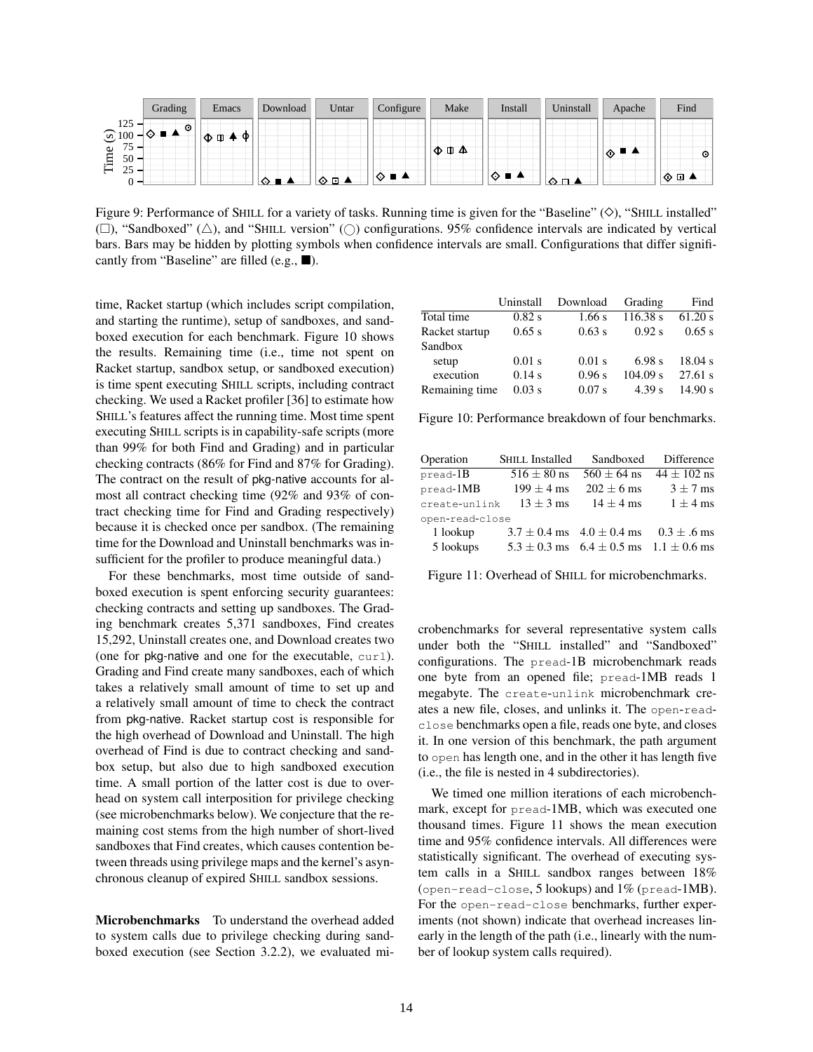Figure 9: Performance of SHILL for a variety of tasks. Running time is given for the "Baseline" (◇), "SHILL installed" (□), "Sandboxed" (△), and "SHILL version" (○) configurations. 95% confidence intervals are indicated by vertical bars. Bars may be hidden by plotting symbols when confidence intervals are small. Configurations that differ significantly from "Baseline" are filled (e.g., ■).

time, Racket startup (which includes script compilation, and starting the runtime), setup of sandboxes, and sandboxed execution for each benchmark. Figure 10 shows the results. Remaining time (i.e., time not spent on Racket startup, sandbox setup, or sandboxed execution) is time spent executing SHILL scripts, including contract checking. We used a Racket profiler [36] to estimate how SHILL's features affect the running time. Most time spent executing SHILL scripts is in capability-safe scripts (more than 99% for both Find and Grading) and in particular checking contracts (86% for Find and 87% for Grading). The contract on the result of pkg-native accounts for almost all contract checking time (92% and 93% of contract checking time for Find and Grading respectively) because it is checked once per sandbox. (The remaining time for the Download and Uninstall benchmarks was insufficient for the profiler to produce meaningful data.)

|  | Uninstall | Download | Grading | Find |
|---|---|---|---|---|
| Total time | 0.82 s | 1.66 s | 116.38 s | 61.20 s |
| Racket startup | 0.65 s | 0.63 s | 0.92 s | 0.65 s |
| Sandbox |  |  |  |  |
| setup | 0.01 s | 0.01 s | 6.98 s | 18.04 s |
| execution | 0.14 s | 0.96 s | 104.09 s | 27.61 s |
| Remaining time | 0.03 s | 0.07 s | 4.39 s | 14.90 s |

Figure 10: Performance breakdown of four benchmarks.

For these benchmarks, most time outside of sandboxed execution is spent enforcing security guarantees: checking contracts and setting up sandboxes. The Grading benchmark creates 5,371 sandboxes, Find creates 15,292, Uninstall creates one, and Download creates two (one for pkg-native and one for the executable, `curl`). Grading and Find create many sandboxes, each of which takes a relatively small amount of time to set up and a relatively small amount of time to check the contract from pkg-native. Racket startup cost is responsible for the high overhead of Download and Uninstall. The high overhead of Find is due to contract checking and sandbox setup, but also due to high sandboxed execution time. A small portion of the latter cost is due to overhead on system call interposition for privilege checking (see microbenchmarks below). We conjecture that the remaining cost stems from the high number of short-lived sandboxes that Find creates, which causes contention between threads using privilege maps and the kernel's asynchronous cleanup of expired SHILL sandbox sessions.

**Microbenchmarks** To understand the overhead added to system calls due to privilege checking during sandboxed execution (see Section 3.2.2), we evaluated microbenchmarks for several representative system calls under both the "SHILL installed" and "Sandboxed" configurations. The `pread`-1B microbenchmark reads one byte from an opened file; `pread`-1MB reads 1 megabyte. The `create-unlink` microbenchmark creates a new file, closes, and unlinks it. The `open-read-close` benchmarks open a file, reads one byte, and closes it. In one version of this benchmark, the path argument to `open` has length one, and in the other it has length five (i.e., the file is nested in 4 subdirectories).

| Operation | SHILL Installed | Sandboxed | Difference |
|---|---|---|---|
| `pread`-1B | $516 \pm 80$ ns | $560 \pm 64$ ns | $44 \pm 102$ ns |
| `pread`-1MB | $199 \pm 4$ ms | $202 \pm 6$ ms | $3 \pm 7$ ms |
| `create-unlink` | $13 \pm 3$ ms | $14 \pm 4$ ms | $1 \pm 4$ ms |
| `open-read-close` |  |  |  |
| 1 lookup | $3.7 \pm 0.4$ ms | $4.0 \pm 0.4$ ms | $0.3 \pm .6$ ms |
| 5 lookups | $5.3 \pm 0.3$ ms | $6.4 \pm 0.5$ ms | $1.1 \pm 0.6$ ms |

Figure 11: Overhead of SHILL for microbenchmarks.

We timed one million iterations of each microbenchmark, except for `pread`-1MB, which was executed one thousand times. Figure 11 shows the mean execution time and 95% confidence intervals. All differences were statistically significant. The overhead of executing system calls in a SHILL sandbox ranges between 18% (`open-read-close`, 5 lookups) and 1% (`pread`-1MB). For the `open-read-close` benchmarks, further experiments (not shown) indicate that overhead increases linearly in the length of the path (i.e., linearly with the number of lookup system calls required).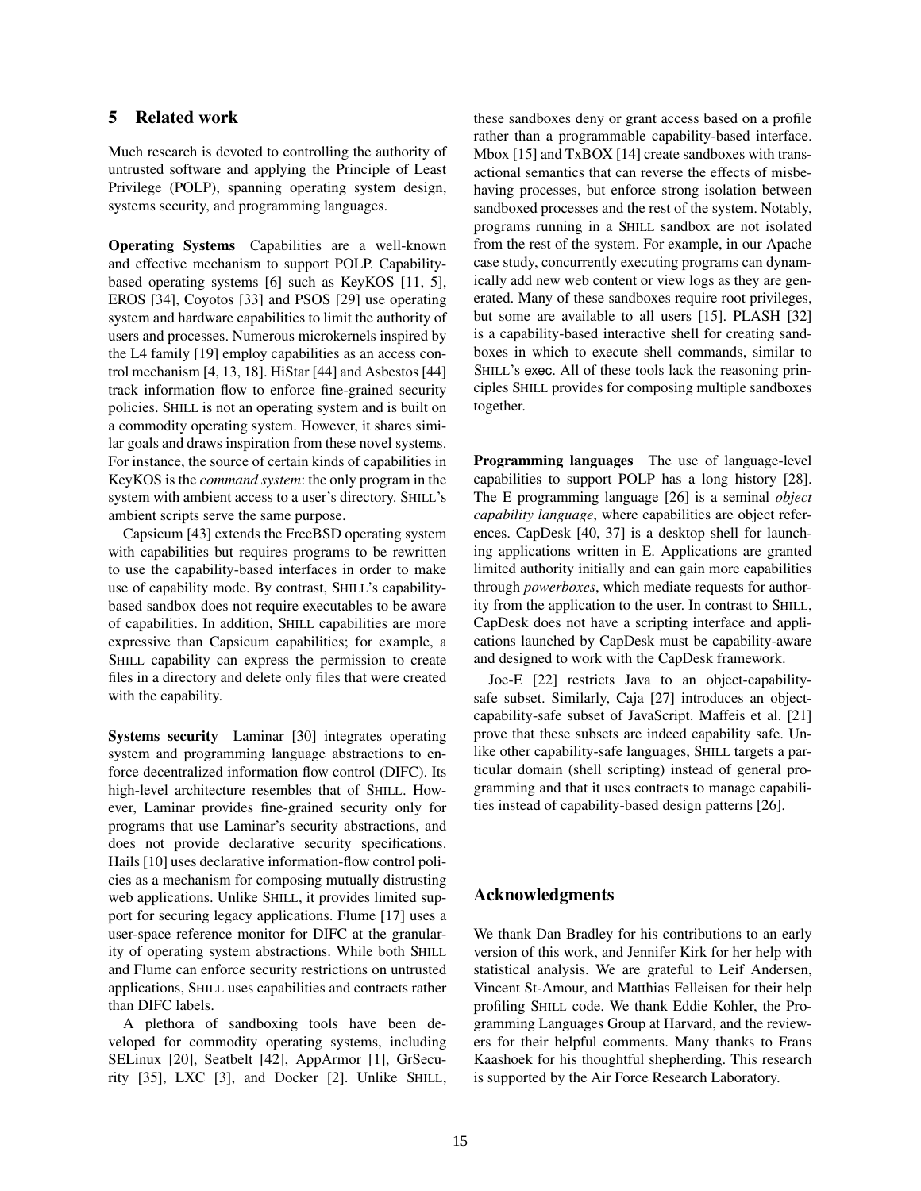## 5 Related work

Much research is devoted to controlling the authority of untrusted software and applying the Principle of Least Privilege (POLP), spanning operating system design, systems security, and programming languages.

**Operating Systems** Capabilities are a well-known and effective mechanism to support POLP. Capability-based operating systems [6] such as KeyKOS [11, 5], EROS [34], Coyotos [33] and PSOS [29] use operating system and hardware capabilities to limit the authority of users and processes. Numerous microkernels inspired by the L4 family [19] employ capabilities as an access control mechanism [4, 13, 18]. HiStar [44] and Asbestos [44] track information flow to enforce fine-grained security policies. SHILL is not an operating system and is built on a commodity operating system. However, it shares similar goals and draws inspiration from these novel systems. For instance, the source of certain kinds of capabilities in KeyKOS is the *command system*: the only program in the system with ambient access to a user's directory. SHILL's ambient scripts serve the same purpose.

Capsicum [43] extends the FreeBSD operating system with capabilities but requires programs to be rewritten to use the capability-based interfaces in order to make use of capability mode. By contrast, SHILL's capability-based sandbox does not require executables to be aware of capabilities. In addition, SHILL capabilities are more expressive than Capsicum capabilities; for example, a SHILL capability can express the permission to create files in a directory and delete only files that were created with the capability.

**Systems security** Laminar [30] integrates operating system and programming language abstractions to enforce decentralized information flow control (DIFC). Its high-level architecture resembles that of SHILL. However, Laminar provides fine-grained security only for programs that use Laminar's security abstractions, and does not provide declarative security specifications. Hails [10] uses declarative information-flow control policies as a mechanism for composing mutually distrusting web applications. Unlike SHILL, it provides limited support for securing legacy applications. Flume [17] uses a user-space reference monitor for DIFC at the granularity of operating system abstractions. While both SHILL and Flume can enforce security restrictions on untrusted applications, SHILL uses capabilities and contracts rather than DIFC labels.

A plethora of sandboxing tools have been developed for commodity operating systems, including SELinux [20], Seatbelt [42], AppArmor [1], GrSecurity [35], LXC [3], and Docker [2]. Unlike SHILL, these sandboxes deny or grant access based on a profile rather than a programmable capability-based interface. Mbox [15] and TxBOX [14] create sandboxes with transactional semantics that can reverse the effects of misbehaving processes, but enforce strong isolation between sandboxed processes and the rest of the system. Notably, programs running in a SHILL sandbox are not isolated from the rest of the system. For example, in our Apache case study, concurrently executing programs can dynamically add new web content or view logs as they are generated. Many of these sandboxes require root privileges, but some are available to all users [15]. PLASH [32] is a capability-based interactive shell for creating sandboxes in which to execute shell commands, similar to SHILL's exec. All of these tools lack the reasoning principles SHILL provides for composing multiple sandboxes together.

**Programming languages** The use of language-level capabilities to support POLP has a long history [28]. The E programming language [26] is a seminal *object capability language*, where capabilities are object references. CapDesk [40, 37] is a desktop shell for launching applications written in E. Applications are granted limited authority initially and can gain more capabilities through *powerboxes*, which mediate requests for authority from the application to the user. In contrast to SHILL, CapDesk does not have a scripting interface and applications launched by CapDesk must be capability-aware and designed to work with the CapDesk framework.

Joe-E [22] restricts Java to an object-capability-safe subset. Similarly, Caja [27] introduces an object-capability-safe subset of JavaScript. Maffeis et al. [21] prove that these subsets are indeed capability safe. Unlike other capability-safe languages, SHILL targets a particular domain (shell scripting) instead of general programming and that it uses contracts to manage capabilities instead of capability-based design patterns [26].

## Acknowledgments

We thank Dan Bradley for his contributions to an early version of this work, and Jennifer Kirk for her help with statistical analysis. We are grateful to Leif Andersen, Vincent St-Amour, and Matthias Felleisen for their help profiling SHILL code. We thank Eddie Kohler, the Programming Languages Group at Harvard, and the reviewers for their helpful comments. Many thanks to Frans Kaashoek for his thoughtful shepherding. This research is supported by the Air Force Research Laboratory.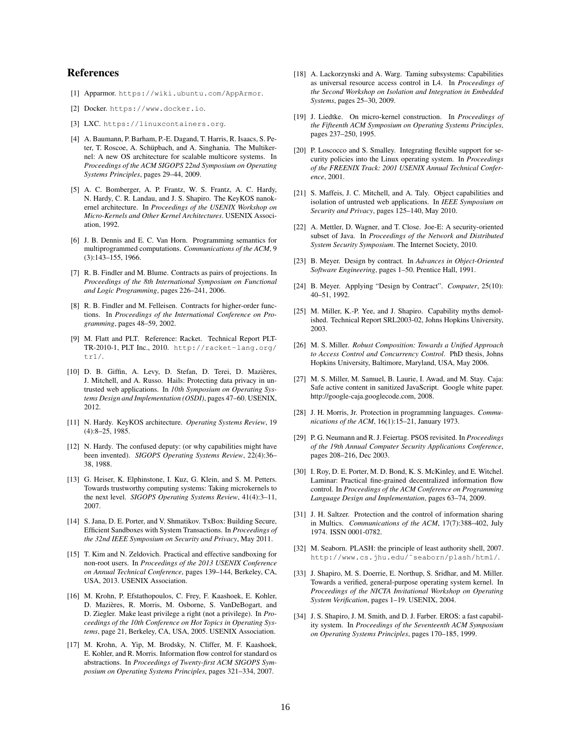## References

[1] Apparmor. https://wiki.ubuntu.com/AppArmor.

[2] Docker. https://www.docker.io.

[3] LXC. https://linuxcontainers.org.

[4] A. Baumann, P. Barham, P.-E. Dagand, T. Harris, R. Isaacs, S. Peter, T. Roscoe, A. Schüpbach, and A. Singhania. The Multikernel: A new OS architecture for scalable multicore systems. In *Proceedings of the ACM SIGOPS 22nd Symposium on Operating Systems Principles*, pages 29–44, 2009.

[5] A. C. Bomberger, A. P. Frantz, W. S. Frantz, A. C. Hardy, N. Hardy, C. R. Landau, and J. S. Shapiro. The KeyKOS nanokernel architecture. In *Proceedings of the USENIX Workshop on Micro-Kernels and Other Kernel Architectures*. USENIX Association, 1992.

[6] J. B. Dennis and E. C. Van Horn. Programming semantics for multiprogrammed computations. *Communications of the ACM*, 9 (3):143–155, 1966.

[7] R. B. Findler and M. Blume. Contracts as pairs of projections. In *Proceedings of the 8th International Symposium on Functional and Logic Programming*, pages 226–241, 2006.

[8] R. B. Findler and M. Felleisen. Contracts for higher-order functions. In *Proceedings of the International Conference on Programming*, pages 48–59, 2002.

[9] M. Flatt and PLT. Reference: Racket. Technical Report PLT-TR-2010-1, PLT Inc., 2010. http://racket-lang.org/tr1/.

[10] D. B. Giffin, A. Levy, D. Stefan, D. Terei, D. Mazières, J. Mitchell, and A. Russo. Hails: Protecting data privacy in untrusted web applications. In *10th Symposium on Operating Systems Design and Implementation (OSDI)*, pages 47–60. USENIX, 2012.

[11] N. Hardy. KeyKOS architecture. *Operating Systems Review*, 19 (4):8–25, 1985.

[12] N. Hardy. The confused deputy: (or why capabilities might have been invented). *SIGOPS Operating Systems Review*, 22(4):36–38, 1988.

[13] G. Heiser, K. Elphinstone, I. Kuz, G. Klein, and S. M. Petters. Towards trustworthy computing systems: Taking microkernels to the next level. *SIGOPS Operating Systems Review*, 41(4):3–11, 2007.

[14] S. Jana, D. E. Porter, and V. Shmatikov. TxBox: Building Secure, Efficient Sandboxes with System Transactions. In *Proceedings of the 32nd IEEE Symposium on Security and Privacy*, May 2011.

[15] T. Kim and N. Zeldovich. Practical and effective sandboxing for non-root users. In *Proceedings of the 2013 USENIX Conference on Annual Technical Conference*, pages 139–144, Berkeley, CA, USA, 2013. USENIX Association.

[16] M. Krohn, P. Efstathopoulos, C. Frey, F. Kaashoek, E. Kohler, D. Mazières, R. Morris, M. Osborne, S. VanDeBogart, and D. Ziegler. Make least privilege a right (not a privilege). In *Proceedings of the 10th Conference on Hot Topics in Operating Systems*, page 21, Berkeley, CA, USA, 2005. USENIX Association.

[17] M. Krohn, A. Yip, M. Brodsky, N. Cliffer, M. F. Kaashoek, E. Kohler, and R. Morris. Information flow control for standard os abstractions. In *Proceedings of Twenty-first ACM SIGOPS Symposium on Operating Systems Principles*, pages 321–334, 2007.

[18] A. Lackorzynski and A. Warg. Taming subsystems: Capabilities as universal resource access control in L4. In *Proceedings of the Second Workshop on Isolation and Integration in Embedded Systems*, pages 25–30, 2009.

[19] J. Liedtke. On micro-kernel construction. In *Proceedings of the Fifteenth ACM Symposium on Operating Systems Principles*, pages 237–250, 1995.

[20] P. Loscocco and S. Smalley. Integrating flexible support for security policies into the Linux operating system. In *Proceedings of the FREENIX Track: 2001 USENIX Annual Technical Conference*, 2001.

[21] S. Maffeis, J. C. Mitchell, and A. Taly. Object capabilities and isolation of untrusted web applications. In *IEEE Symposium on Security and Privacy*, pages 125–140, May 2010.

[22] A. Mettler, D. Wagner, and T. Close. Joe-E: A security-oriented subset of Java. In *Proceedings of the Network and Distributed System Security Symposium*. The Internet Society, 2010.

[23] B. Meyer. Design by contract. In *Advances in Object-Oriented Software Engineering*, pages 1–50. Prentice Hall, 1991.

[24] B. Meyer. Applying "Design by Contract". *Computer*, 25(10): 40–51, 1992.

[25] M. Miller, K.-P. Yee, and J. Shapiro. Capability myths demolished. Technical Report SRL2003-02, Johns Hopkins University, 2003.

[26] M. S. Miller. *Robust Composition: Towards a Unified Approach to Access Control and Concurrency Control*. PhD thesis, Johns Hopkins University, Baltimore, Maryland, USA, May 2006.

[27] M. S. Miller, M. Samuel, B. Laurie, I. Awad, and M. Stay. Caja: Safe active content in sanitized JavaScript. Google white paper. http://google-caja.googlecode.com, 2008.

[28] J. H. Morris, Jr. Protection in programming languages. *Communications of the ACM*, 16(1):15–21, January 1973.

[29] P. G. Neumann and R. J. Feiertag. PSOS revisited. In *Proceedings of the 19th Annual Computer Security Applications Conference*, pages 208–216, Dec 2003.

[30] I. Roy, D. E. Porter, M. D. Bond, K. S. McKinley, and E. Witchel. Laminar: Practical fine-grained decentralized information flow control. In *Proceedings of the ACM Conference on Programming Language Design and Implementation*, pages 63–74, 2009.

[31] J. H. Saltzer. Protection and the control of information sharing in Multics. *Communications of the ACM*, 17(7):388–402, July 1974. ISSN 0001-0782.

[32] M. Seaborn. PLASH: the principle of least authority shell, 2007. http://www.cs.jhu.edu/~seaborn/plash/html/.

[33] J. Shapiro, M. S. Doerrie, E. Northup, S. Sridhar, and M. Miller. Towards a verified, general-purpose operating system kernel. In *Proceedings of the NICTA Invitational Workshop on Operating System Verification*, pages 1–19. USENIX, 2004.

[34] J. S. Shapiro, J. M. Smith, and D. J. Farber. EROS: a fast capability system. In *Proceedings of the Seventeenth ACM Symposium on Operating Systems Principles*, pages 170–185, 1999.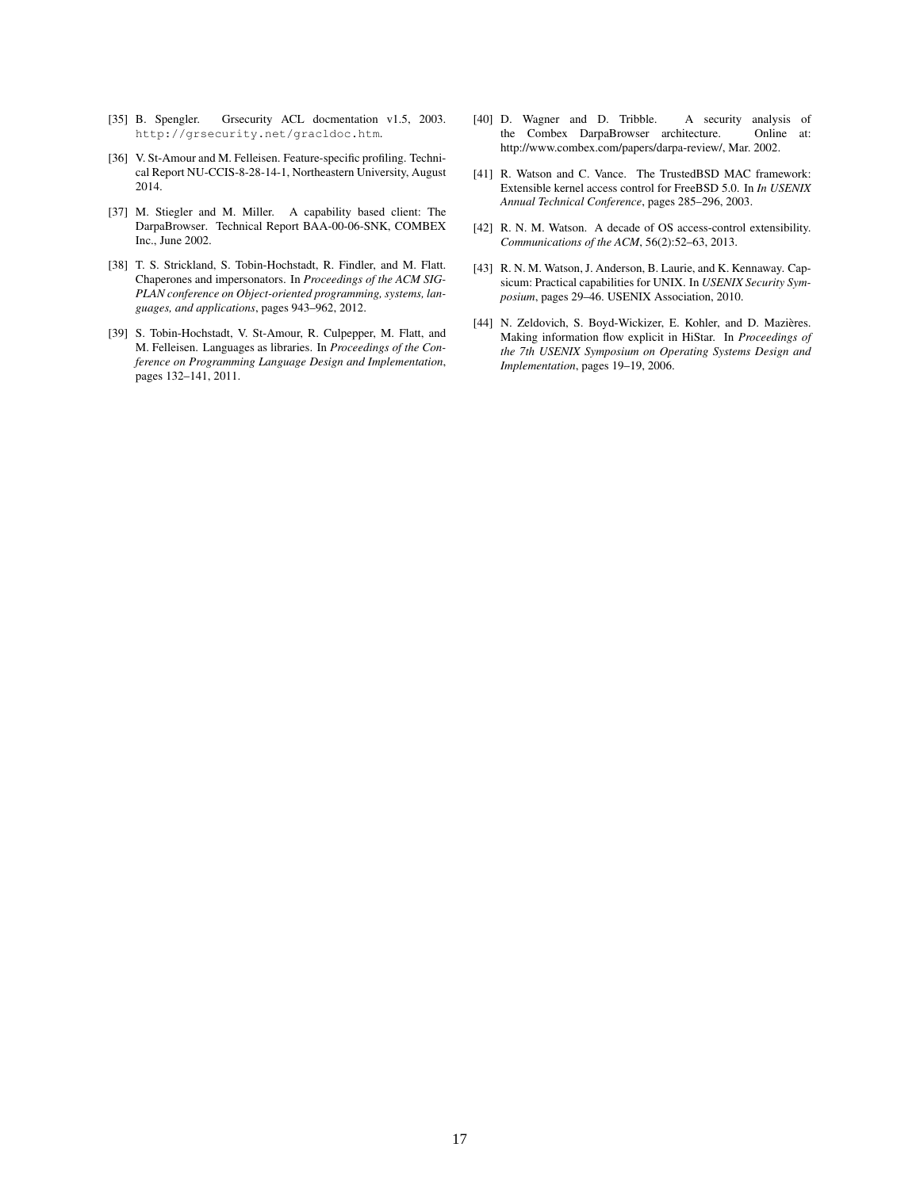[35] B. Spengler. Grsecurity ACL docmentation v1.5, 2003. http://grsecurity.net/gracldoc.htm.

[36] V. St-Amour and M. Felleisen. Feature-specific profiling. Technical Report NU-CCIS-8-28-14-1, Northeastern University, August 2014.

[37] M. Stiegler and M. Miller. A capability based client: The DarpaBrowser. Technical Report BAA-00-06-SNK, COMBEX Inc., June 2002.

[38] T. S. Strickland, S. Tobin-Hochstadt, R. Findler, and M. Flatt. Chaperones and impersonators. In *Proceedings of the ACM SIGPLAN conference on Object-oriented programming, systems, languages, and applications*, pages 943–962, 2012.

[39] S. Tobin-Hochstadt, V. St-Amour, R. Culpepper, M. Flatt, and M. Felleisen. Languages as libraries. In *Proceedings of the Conference on Programming Language Design and Implementation*, pages 132–141, 2011.

[40] D. Wagner and D. Tribble. A security analysis of the Combex DarpaBrowser architecture. Online at: http://www.combex.com/papers/darpa-review/, Mar. 2002.

[41] R. Watson and C. Vance. The TrustedBSD MAC framework: Extensible kernel access control for FreeBSD 5.0. In *In USENIX Annual Technical Conference*, pages 285–296, 2003.

[42] R. N. M. Watson. A decade of OS access-control extensibility. *Communications of the ACM*, 56(2):52–63, 2013.

[43] R. N. M. Watson, J. Anderson, B. Laurie, and K. Kennaway. Capsicum: Practical capabilities for UNIX. In *USENIX Security Symposium*, pages 29–46. USENIX Association, 2010.

[44] N. Zeldovich, S. Boyd-Wickizer, E. Kohler, and D. Mazières. Making information flow explicit in HiStar. In *Proceedings of the 7th USENIX Symposium on Operating Systems Design and Implementation*, pages 19–19, 2006.